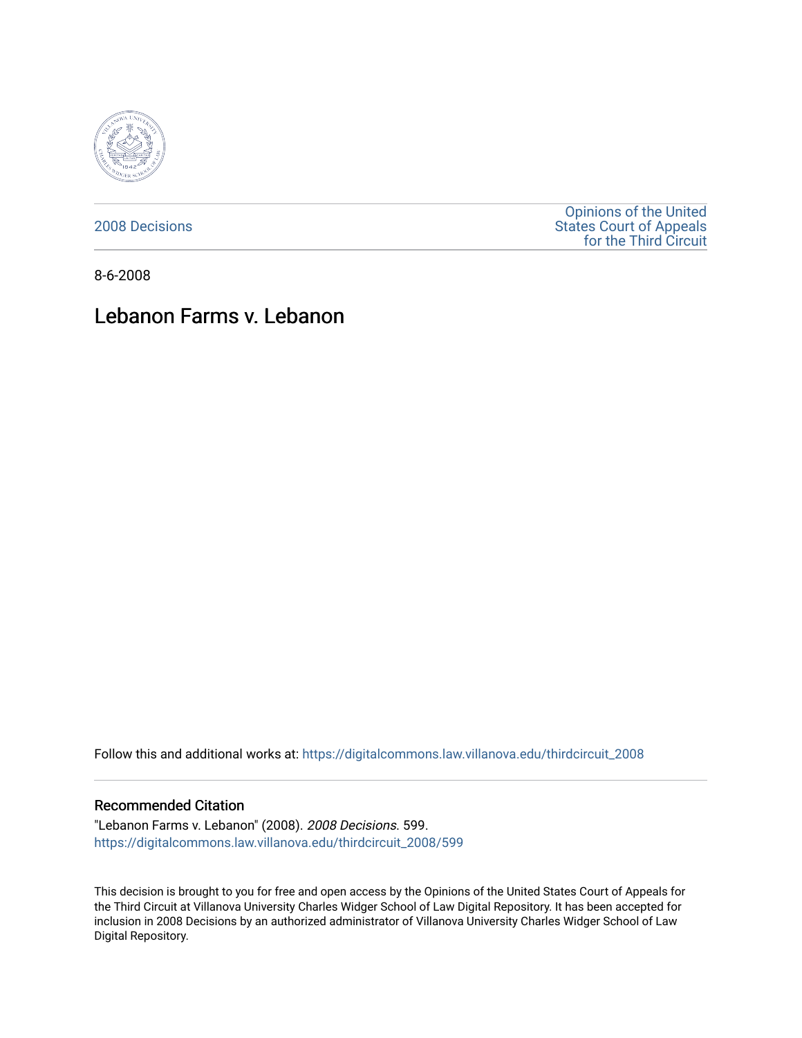2008 Decisions

Opinions of the United States Court of Appeals for the Third Circuit

8-6-2008

# Lebanon Farms v. Lebanon

Follow this and additional works at: https://digitalcommons.law.villanova.edu/thirdcircuit_2008

## Recommended Citation

"Lebanon Farms v. Lebanon" (2008). *2008 Decisions*. 599.
https://digitalcommons.law.villanova.edu/thirdcircuit_2008/599

This decision is brought to you for free and open access by the Opinions of the United States Court of Appeals for the Third Circuit at Villanova University Charles Widger School of Law Digital Repository. It has been accepted for inclusion in 2008 Decisions by an authorized administrator of Villanova University Charles Widger School of Law Digital Repository.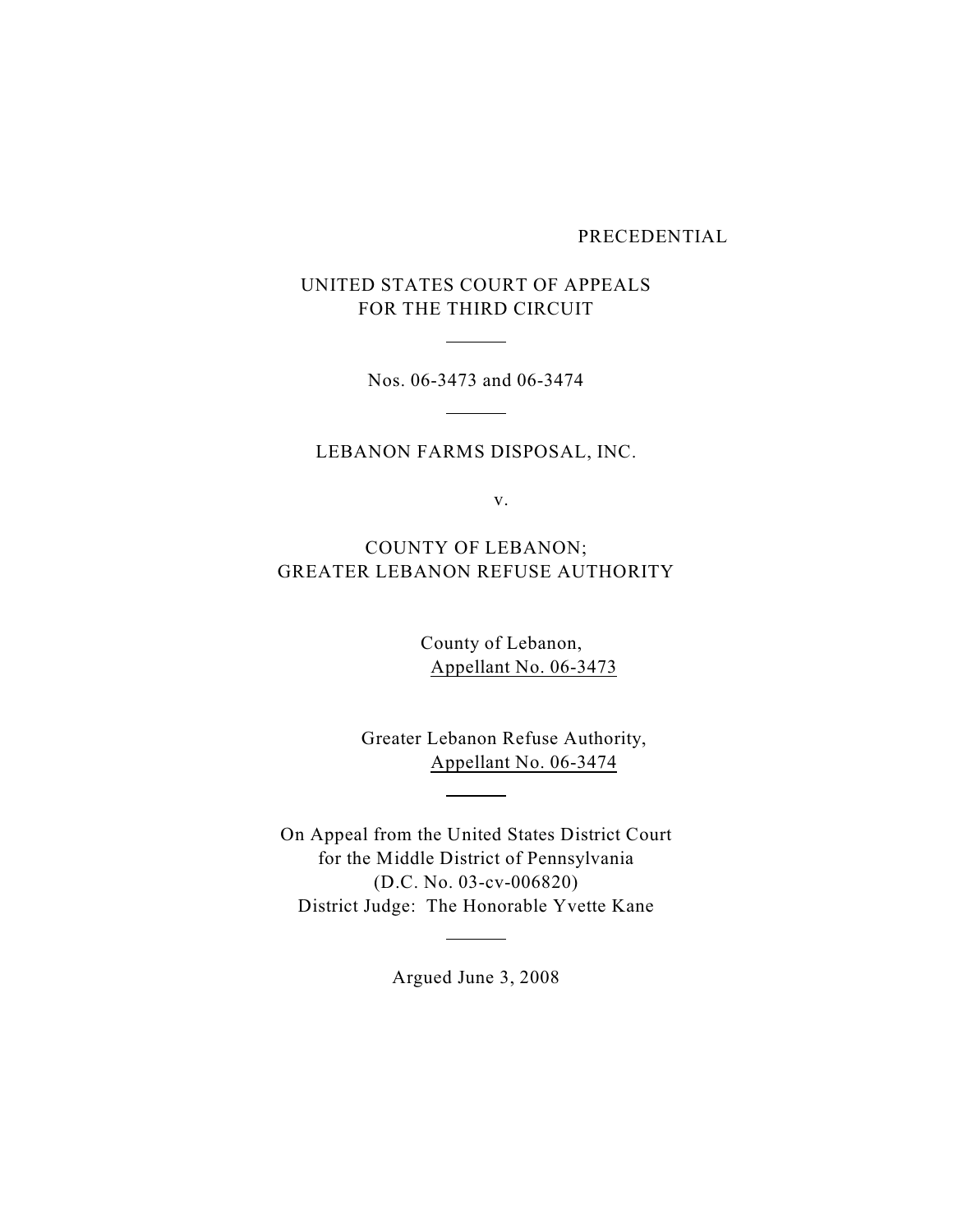PRECEDENTIAL

UNITED STATES COURT OF APPEALS
FOR THE THIRD CIRCUIT

---

Nos. 06-3473 and 06-3474

---

LEBANON FARMS DISPOSAL, INC.

v.

COUNTY OF LEBANON;
GREATER LEBANON REFUSE AUTHORITY

County of Lebanon,
Appellant No. 06-3473

Greater Lebanon Refuse Authority,
Appellant No. 06-3474

---

On Appeal from the United States District Court
for the Middle District of Pennsylvania
(D.C. No. 03-cv-006820)
District Judge: The Honorable Yvette Kane

---

Argued June 3, 2008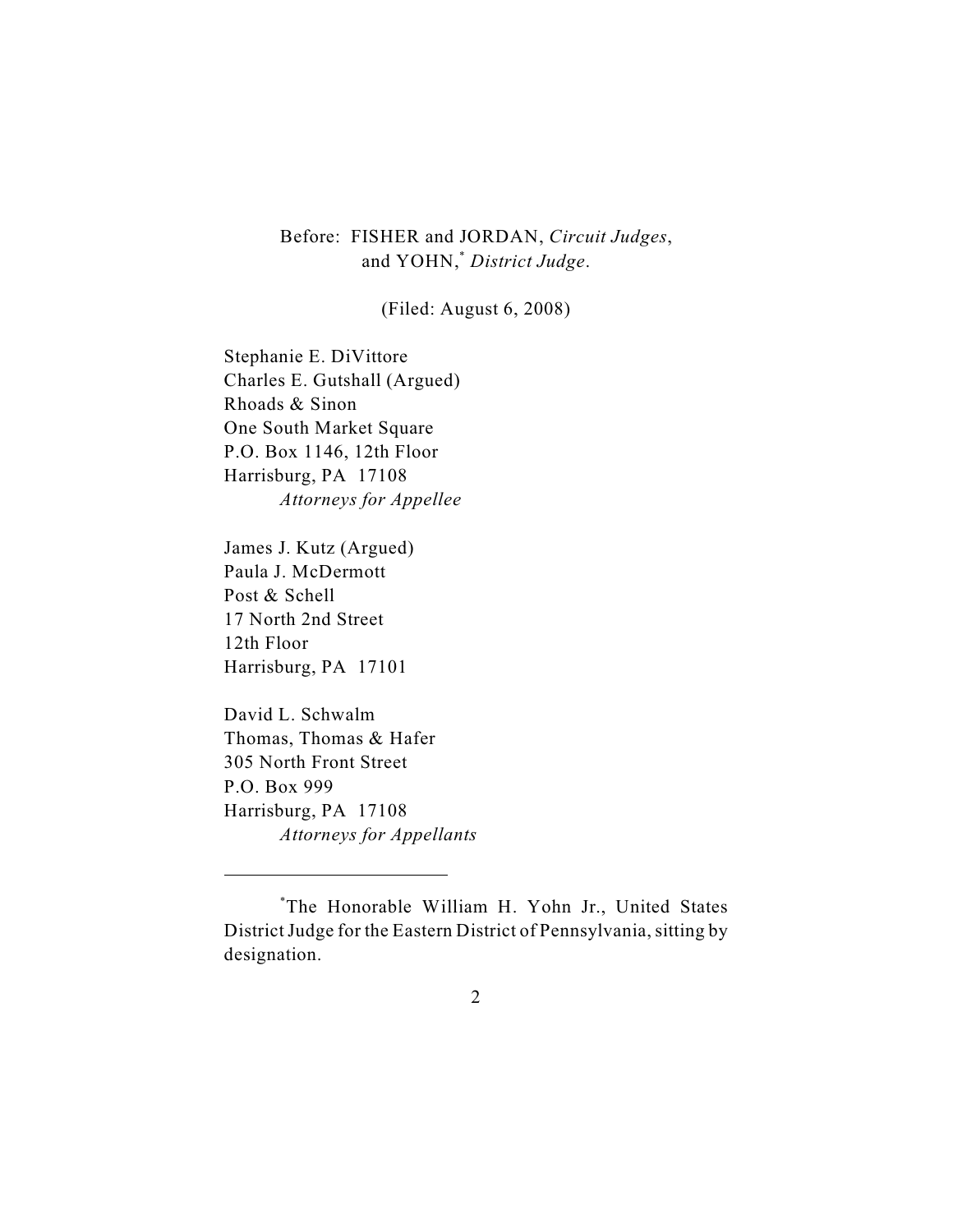Before: FISHER and JORDAN, *Circuit Judges*, and YOHN,[*] *District Judge*.

(Filed: August 6, 2008)

Stephanie E. DiVittore
Charles E. Gutshall (Argued)
Rhoads & Sinon
One South Market Square
P.O. Box 1146, 12th Floor
Harrisburg, PA 17108
*Attorneys for Appellee*

James J. Kutz (Argued)
Paula J. McDermott
Post & Schell
17 North 2nd Street
12th Floor
Harrisburg, PA 17101

David L. Schwalm
Thomas, Thomas & Hafer
305 North Front Street
P.O. Box 999
Harrisburg, PA 17108
*Attorneys for Appellants*

---

[*]The Honorable William H. Yohn Jr., United States District Judge for the Eastern District of Pennsylvania, sitting by designation.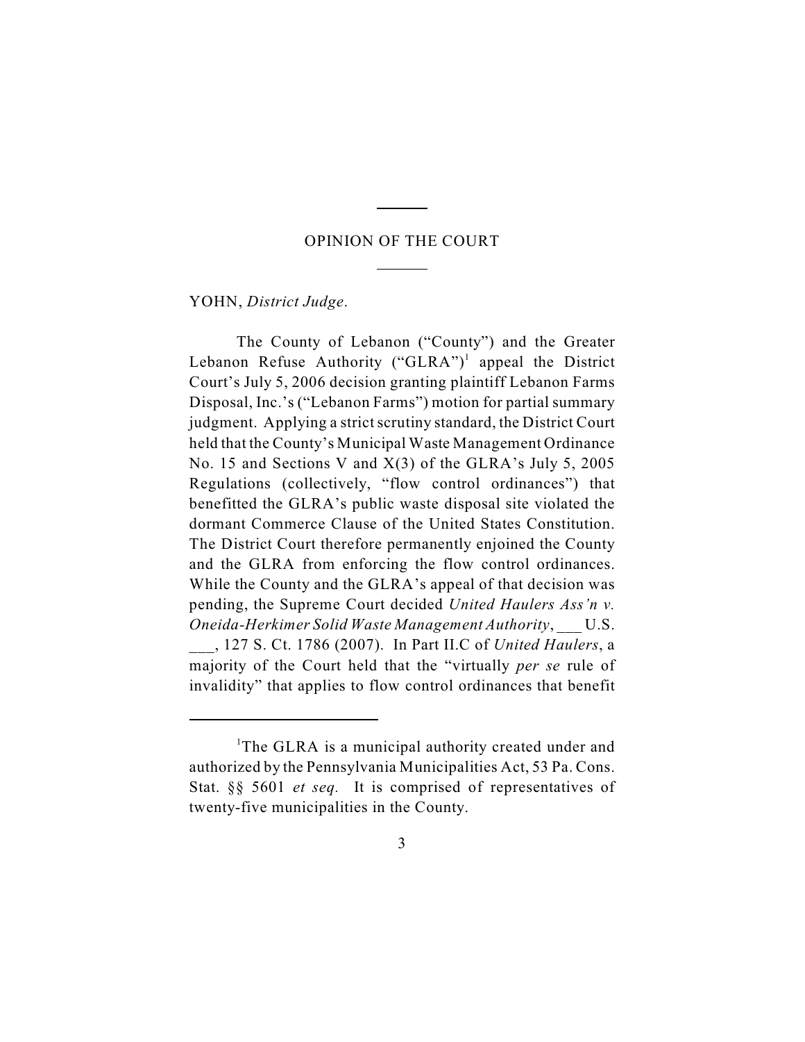# OPINION OF THE COURT

YOHN, *District Judge*.

The County of Lebanon ("County") and the Greater Lebanon Refuse Authority ("GLRA")[1] appeal the District Court's July 5, 2006 decision granting plaintiff Lebanon Farms Disposal, Inc.'s ("Lebanon Farms") motion for partial summary judgment. Applying a strict scrutiny standard, the District Court held that the County's Municipal Waste Management Ordinance No. 15 and Sections V and X(3) of the GLRA's July 5, 2005 Regulations (collectively, "flow control ordinances") that benefitted the GLRA's public waste disposal site violated the dormant Commerce Clause of the United States Constitution. The District Court therefore permanently enjoined the County and the GLRA from enforcing the flow control ordinances. While the County and the GLRA's appeal of that decision was pending, the Supreme Court decided *United Haulers Ass'n v. Oneida-Herkimer Solid Waste Management Authority*, ___ U.S. ___, 127 S. Ct. 1786 (2007). In Part II.C of *United Haulers*, a majority of the Court held that the "virtually *per se* rule of invalidity" that applies to flow control ordinances that benefit

---

[1]The GLRA is a municipal authority created under and authorized by the Pennsylvania Municipalities Act, 53 Pa. Cons. Stat. §§ 5601 *et seq.* It is comprised of representatives of twenty-five municipalities in the County.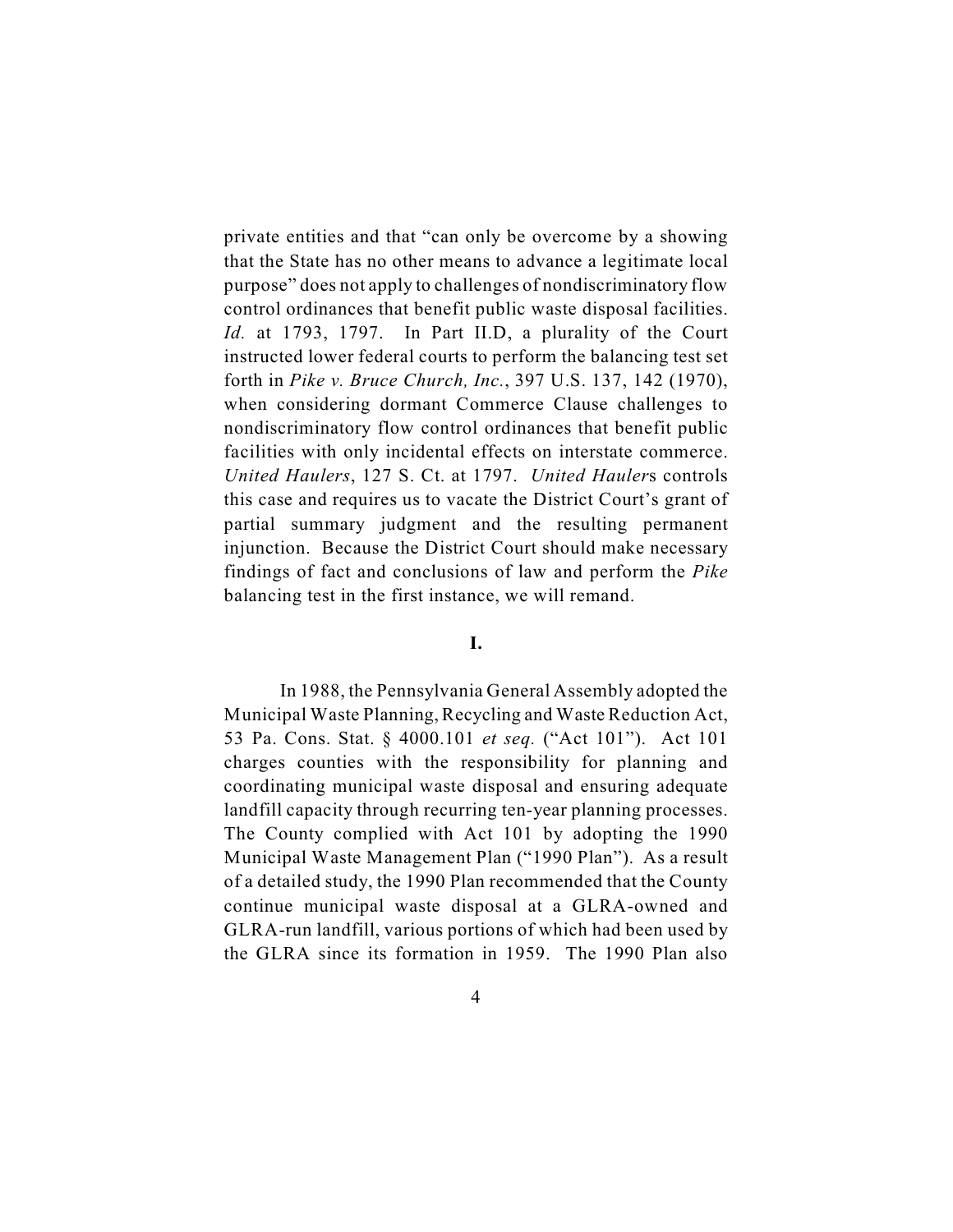private entities and that "can only be overcome by a showing that the State has no other means to advance a legitimate local purpose" does not apply to challenges of nondiscriminatory flow control ordinances that benefit public waste disposal facilities. *Id.* at 1793, 1797. In Part II.D, a plurality of the Court instructed lower federal courts to perform the balancing test set forth in *Pike v. Bruce Church, Inc.*, 397 U.S. 137, 142 (1970), when considering dormant Commerce Clause challenges to nondiscriminatory flow control ordinances that benefit public facilities with only incidental effects on interstate commerce. *United Haulers*, 127 S. Ct. at 1797. *United Haulers* controls this case and requires us to vacate the District Court's grant of partial summary judgment and the resulting permanent injunction. Because the District Court should make necessary findings of fact and conclusions of law and perform the *Pike* balancing test in the first instance, we will remand.

## I.

In 1988, the Pennsylvania General Assembly adopted the Municipal Waste Planning, Recycling and Waste Reduction Act, 53 Pa. Cons. Stat. § 4000.101 *et seq.* ("Act 101"). Act 101 charges counties with the responsibility for planning and coordinating municipal waste disposal and ensuring adequate landfill capacity through recurring ten-year planning processes. The County complied with Act 101 by adopting the 1990 Municipal Waste Management Plan ("1990 Plan"). As a result of a detailed study, the 1990 Plan recommended that the County continue municipal waste disposal at a GLRA-owned and GLRA-run landfill, various portions of which had been used by the GLRA since its formation in 1959. The 1990 Plan also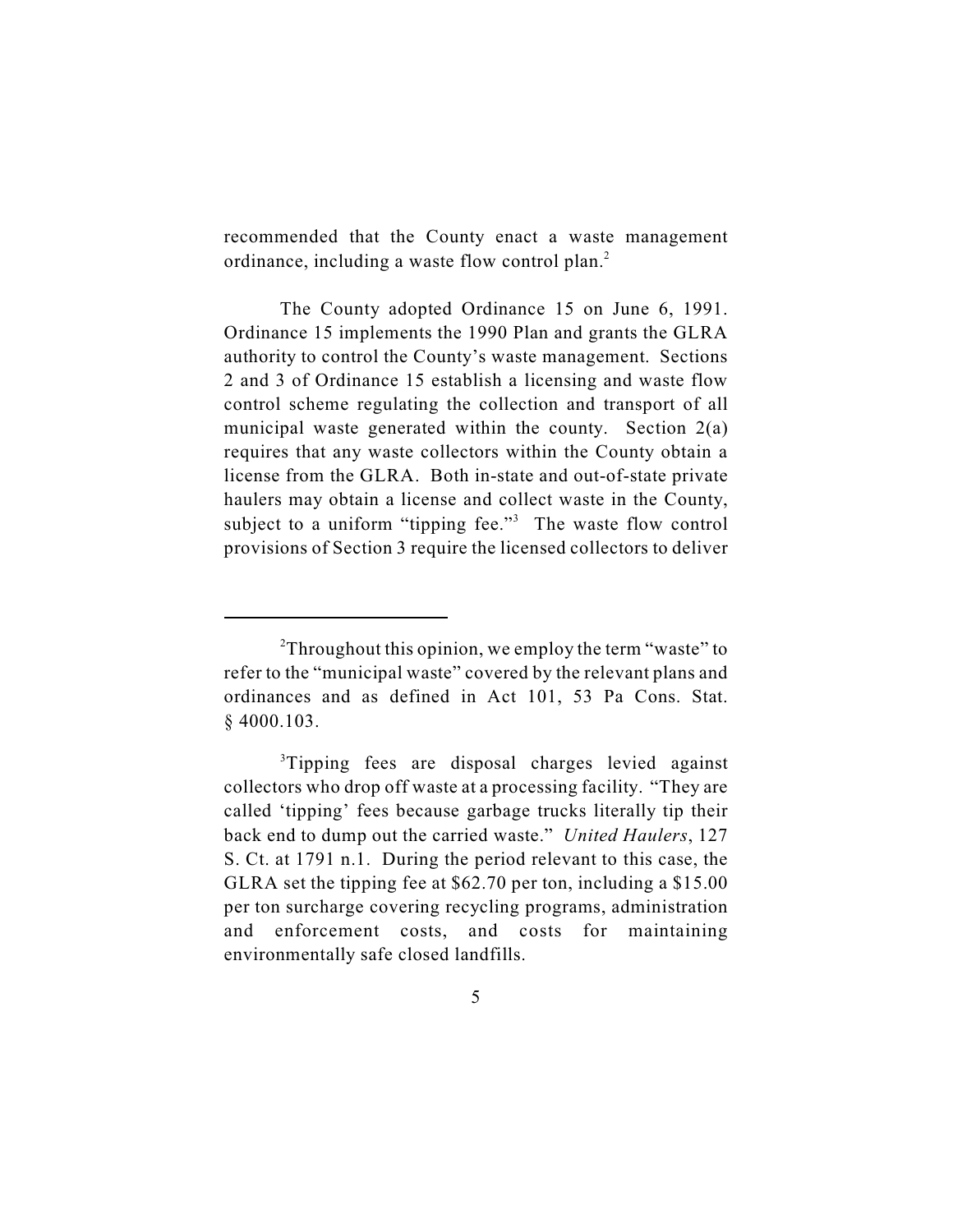recommended that the County enact a waste management ordinance, including a waste flow control plan.[2]

The County adopted Ordinance 15 on June 6, 1991. Ordinance 15 implements the 1990 Plan and grants the GLRA authority to control the County's waste management. Sections 2 and 3 of Ordinance 15 establish a licensing and waste flow control scheme regulating the collection and transport of all municipal waste generated within the county. Section 2(a) requires that any waste collectors within the County obtain a license from the GLRA. Both in-state and out-of-state private haulers may obtain a license and collect waste in the County, subject to a uniform "tipping fee."[3] The waste flow control provisions of Section 3 require the licensed collectors to deliver

---

[2]Throughout this opinion, we employ the term "waste" to refer to the "municipal waste" covered by the relevant plans and ordinances and as defined in Act 101, 53 Pa Cons. Stat. § 4000.103.

[3]Tipping fees are disposal charges levied against collectors who drop off waste at a processing facility. "They are called 'tipping' fees because garbage trucks literally tip their back end to dump out the carried waste." *United Haulers*, 127 S. Ct. at 1791 n.1. During the period relevant to this case, the GLRA set the tipping fee at $62.70 per ton, including a $15.00 per ton surcharge covering recycling programs, administration and enforcement costs, and costs for maintaining environmentally safe closed landfills.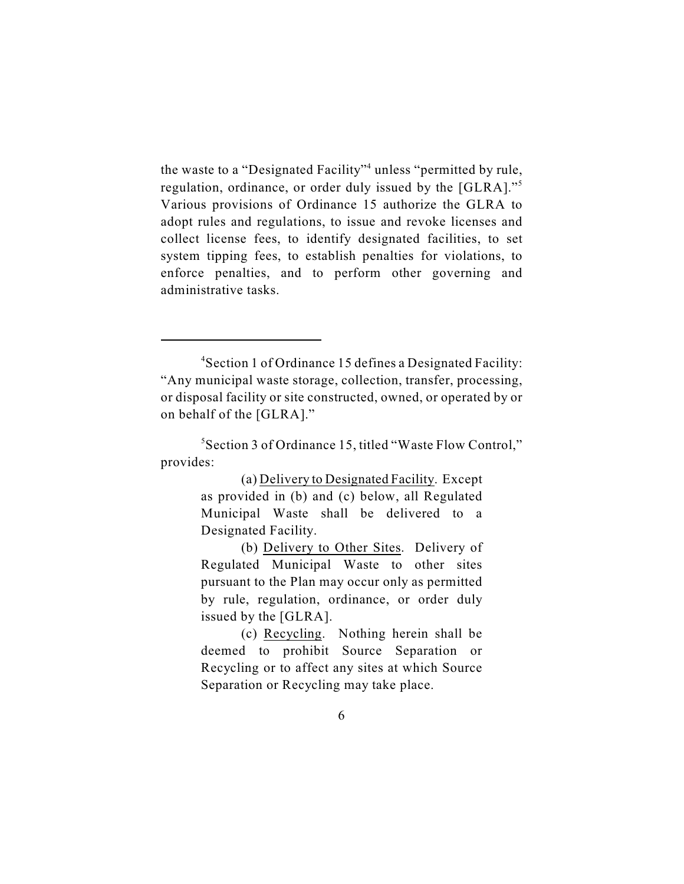the waste to a "Designated Facility"[4] unless "permitted by rule, regulation, ordinance, or order duly issued by the [GLRA]."[5] Various provisions of Ordinance 15 authorize the GLRA to adopt rules and regulations, to issue and revoke licenses and collect license fees, to identify designated facilities, to set system tipping fees, to establish penalties for violations, to enforce penalties, and to perform other governing and administrative tasks.

---

[4]Section 1 of Ordinance 15 defines a Designated Facility: "Any municipal waste storage, collection, transfer, processing, or disposal facility or site constructed, owned, or operated by or on behalf of the [GLRA]."

[5]Section 3 of Ordinance 15, titled "Waste Flow Control," provides:

> (a) Delivery to Designated Facility. Except as provided in (b) and (c) below, all Regulated Municipal Waste shall be delivered to a Designated Facility.
>
> (b) Delivery to Other Sites. Delivery of Regulated Municipal Waste to other sites pursuant to the Plan may occur only as permitted by rule, regulation, ordinance, or order duly issued by the [GLRA].
>
> (c) Recycling. Nothing herein shall be deemed to prohibit Source Separation or Recycling or to affect any sites at which Source Separation or Recycling may take place.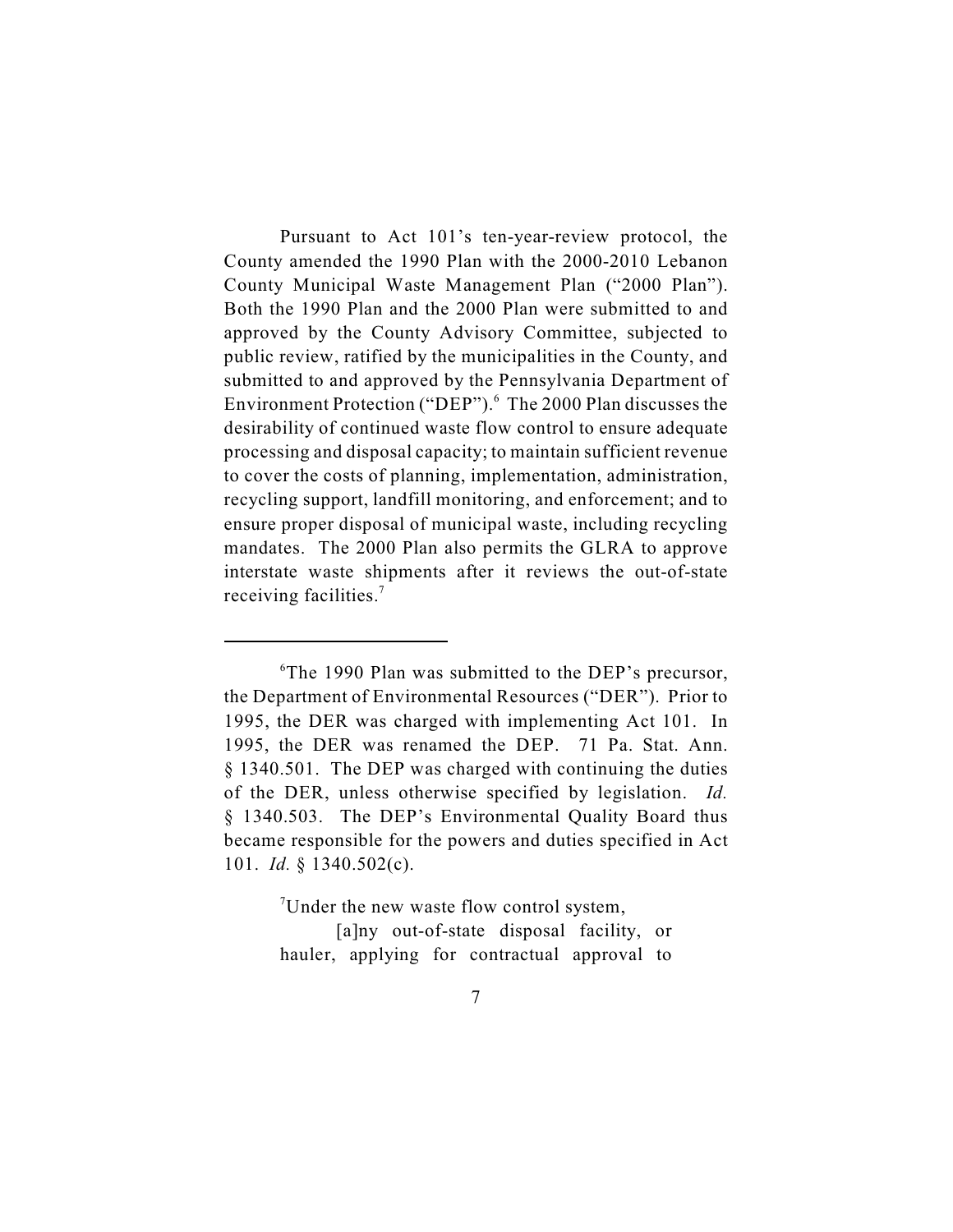Pursuant to Act 101's ten-year-review protocol, the County amended the 1990 Plan with the 2000-2010 Lebanon County Municipal Waste Management Plan ("2000 Plan"). Both the 1990 Plan and the 2000 Plan were submitted to and approved by the County Advisory Committee, subjected to public review, ratified by the municipalities in the County, and submitted to and approved by the Pennsylvania Department of Environment Protection ("DEP").[6] The 2000 Plan discusses the desirability of continued waste flow control to ensure adequate processing and disposal capacity; to maintain sufficient revenue to cover the costs of planning, implementation, administration, recycling support, landfill monitoring, and enforcement; and to ensure proper disposal of municipal waste, including recycling mandates. The 2000 Plan also permits the GLRA to approve interstate waste shipments after it reviews the out-of-state receiving facilities.[7]

---

[6]The 1990 Plan was submitted to the DEP's precursor, the Department of Environmental Resources ("DER"). Prior to 1995, the DER was charged with implementing Act 101. In 1995, the DER was renamed the DEP. 71 Pa. Stat. Ann. § 1340.501. The DEP was charged with continuing the duties of the DER, unless otherwise specified by legislation. *Id.* § 1340.503. The DEP's Environmental Quality Board thus became responsible for the powers and duties specified in Act 101. *Id.* § 1340.502(c).

[7]Under the new waste flow control system,

> [a]ny out-of-state disposal facility, or hauler, applying for contractual approval to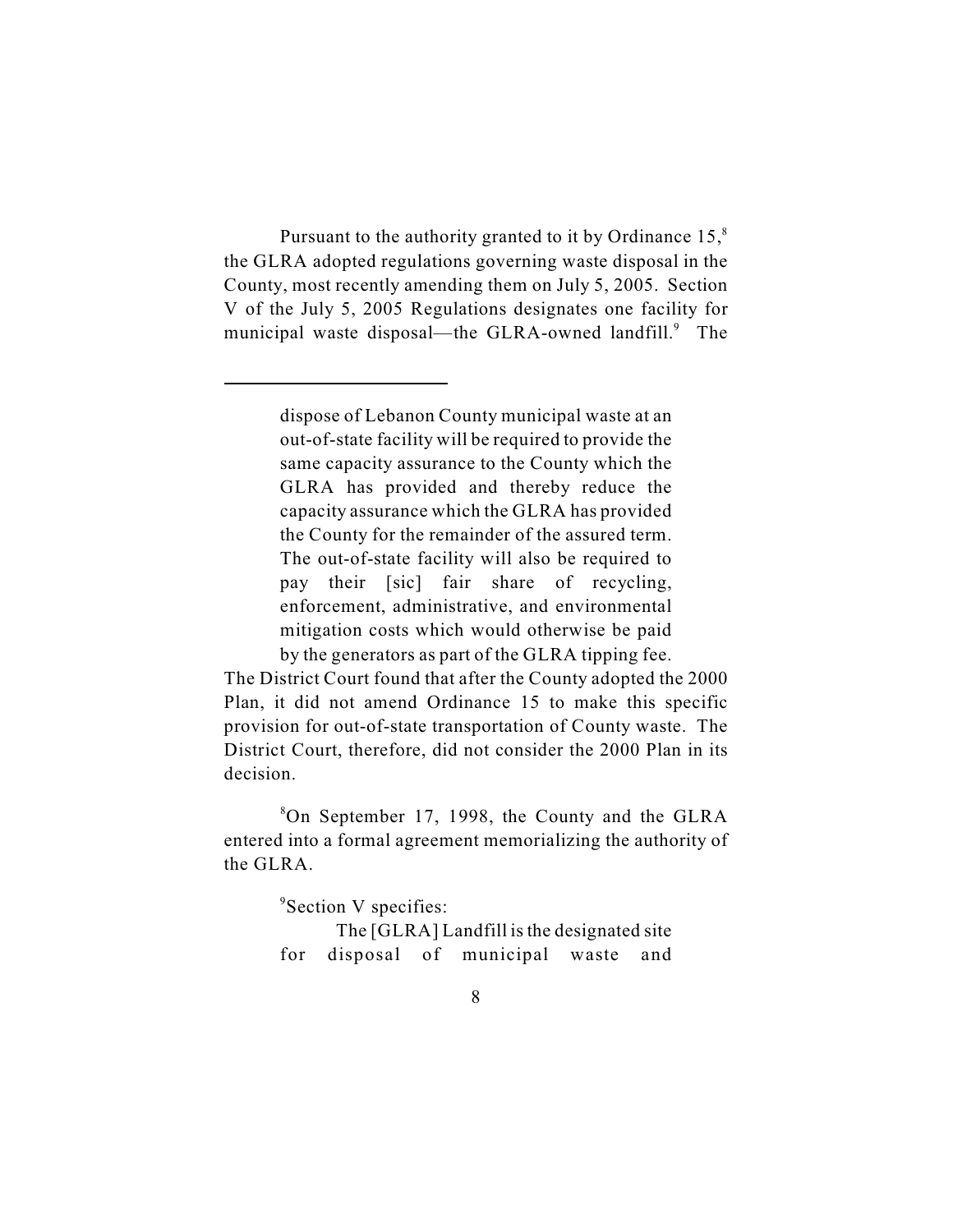Pursuant to the authority granted to it by Ordinance 15,[8] the GLRA adopted regulations governing waste disposal in the County, most recently amending them on July 5, 2005. Section V of the July 5, 2005 Regulations designates one facility for municipal waste disposal—the GLRA-owned landfill.[9] The

---

> dispose of Lebanon County municipal waste at an out-of-state facility will be required to provide the same capacity assurance to the County which the GLRA has provided and thereby reduce the capacity assurance which the GLRA has provided the County for the remainder of the assured term. The out-of-state facility will also be required to pay their [sic] fair share of recycling, enforcement, administrative, and environmental mitigation costs which would otherwise be paid by the generators as part of the GLRA tipping fee.

The District Court found that after the County adopted the 2000 Plan, it did not amend Ordinance 15 to make this specific provision for out-of-state transportation of County waste. The District Court, therefore, did not consider the 2000 Plan in its decision.

[8]On September 17, 1998, the County and the GLRA entered into a formal agreement memorializing the authority of the GLRA.

[9]Section V specifies:

> The [GLRA] Landfill is the designated site for disposal of municipal waste and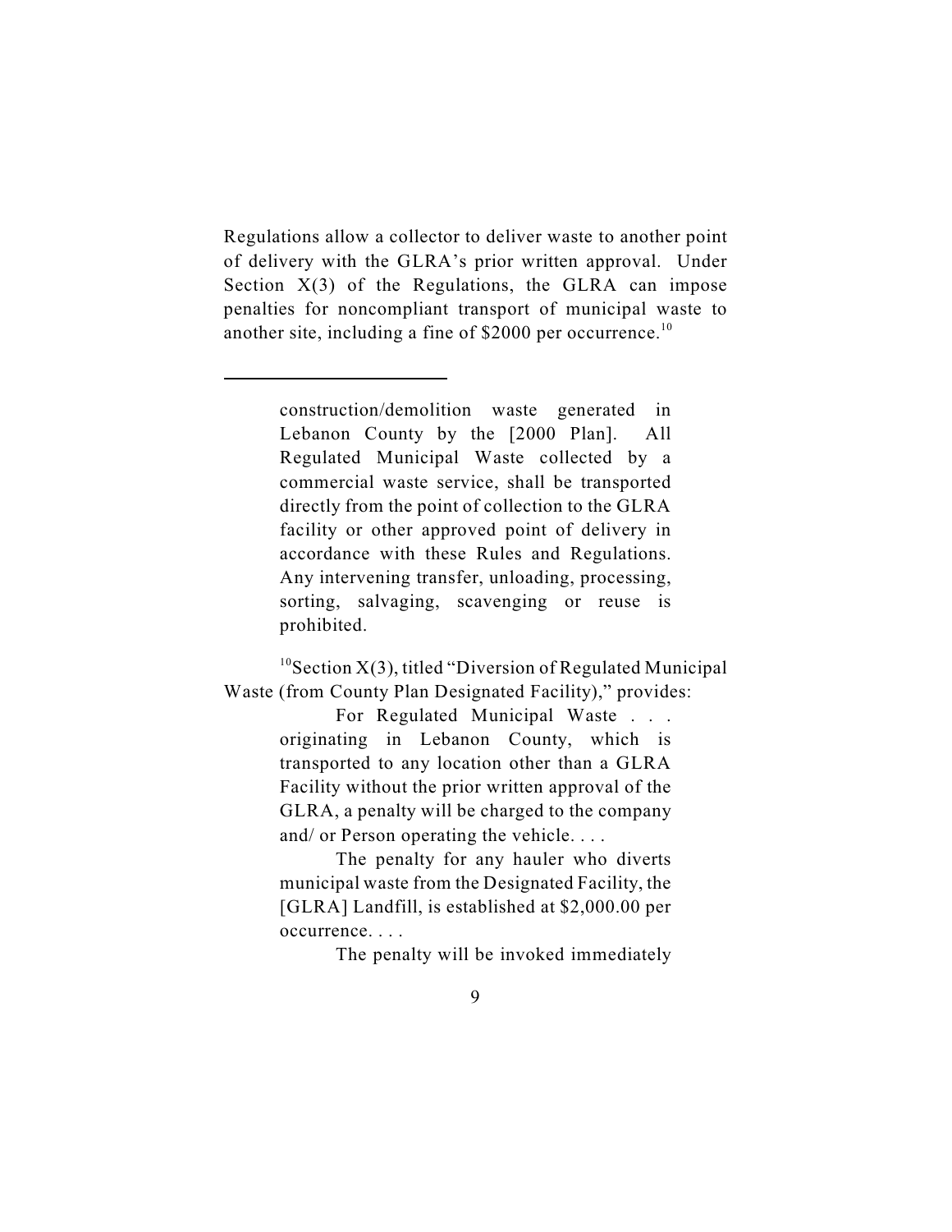Regulations allow a collector to deliver waste to another point of delivery with the GLRA's prior written approval. Under Section X(3) of the Regulations, the GLRA can impose penalties for noncompliant transport of municipal waste to another site, including a fine of $2000 per occurrence.[10]

---

> construction/demolition waste generated in Lebanon County by the [2000 Plan]. All Regulated Municipal Waste collected by a commercial waste service, shall be transported directly from the point of collection to the GLRA facility or other approved point of delivery in accordance with these Rules and Regulations. Any intervening transfer, unloading, processing, sorting, salvaging, scavenging or reuse is prohibited.

[10]Section X(3), titled "Diversion of Regulated Municipal Waste (from County Plan Designated Facility)," provides:

> For Regulated Municipal Waste . . . originating in Lebanon County, which is transported to any location other than a GLRA Facility without the prior written approval of the GLRA, a penalty will be charged to the company and/ or Person operating the vehicle. . . .
>
> The penalty for any hauler who diverts municipal waste from the Designated Facility, the [GLRA] Landfill, is established at $2,000.00 per occurrence. . . .
>
> The penalty will be invoked immediately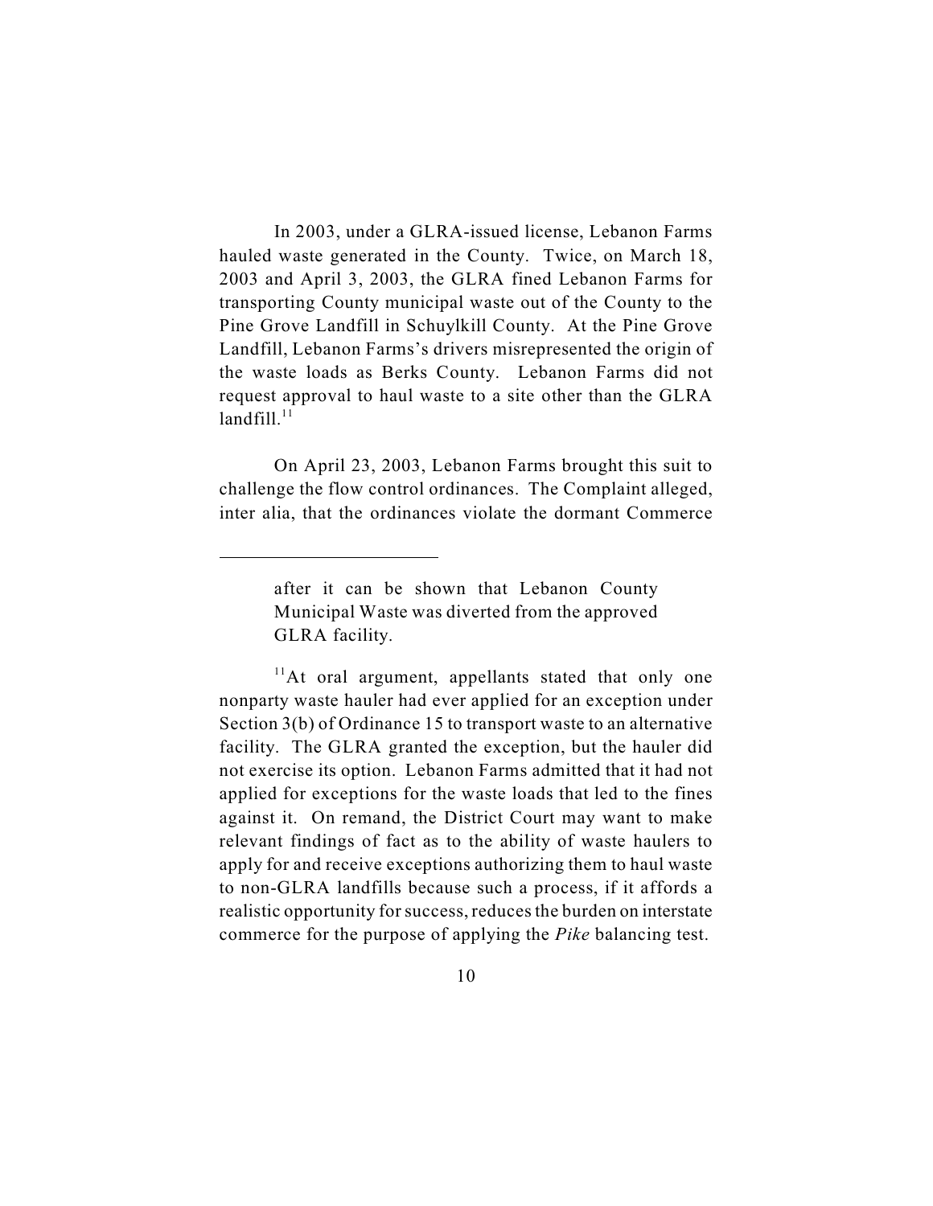In 2003, under a GLRA-issued license, Lebanon Farms hauled waste generated in the County. Twice, on March 18, 2003 and April 3, 2003, the GLRA fined Lebanon Farms for transporting County municipal waste out of the County to the Pine Grove Landfill in Schuylkill County. At the Pine Grove Landfill, Lebanon Farms's drivers misrepresented the origin of the waste loads as Berks County. Lebanon Farms did not request approval to haul waste to a site other than the GLRA landfill.[11]

On April 23, 2003, Lebanon Farms brought this suit to challenge the flow control ordinances. The Complaint alleged, inter alia, that the ordinances violate the dormant Commerce

---

> after it can be shown that Lebanon County Municipal Waste was diverted from the approved GLRA facility.

[11]At oral argument, appellants stated that only one nonparty waste hauler had ever applied for an exception under Section 3(b) of Ordinance 15 to transport waste to an alternative facility. The GLRA granted the exception, but the hauler did not exercise its option. Lebanon Farms admitted that it had not applied for exceptions for the waste loads that led to the fines against it. On remand, the District Court may want to make relevant findings of fact as to the ability of waste haulers to apply for and receive exceptions authorizing them to haul waste to non-GLRA landfills because such a process, if it affords a realistic opportunity for success, reduces the burden on interstate commerce for the purpose of applying the *Pike* balancing test.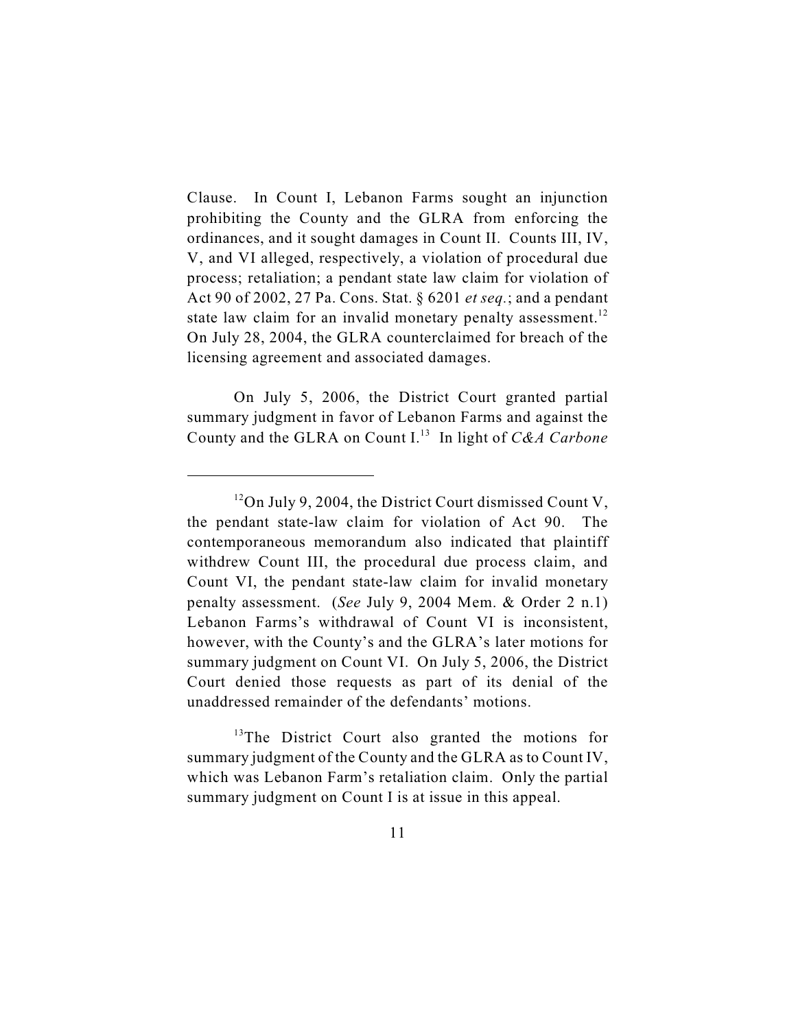Clause. In Count I, Lebanon Farms sought an injunction prohibiting the County and the GLRA from enforcing the ordinances, and it sought damages in Count II. Counts III, IV, V, and VI alleged, respectively, a violation of procedural due process; retaliation; a pendant state law claim for violation of Act 90 of 2002, 27 Pa. Cons. Stat. § 6201 *et seq.*; and a pendant state law claim for an invalid monetary penalty assessment.[12] On July 28, 2004, the GLRA counterclaimed for breach of the licensing agreement and associated damages.

On July 5, 2006, the District Court granted partial summary judgment in favor of Lebanon Farms and against the County and the GLRA on Count I.[13] In light of *C&A Carbone*

---

[12] On July 9, 2004, the District Court dismissed Count V, the pendant state-law claim for violation of Act 90. The contemporaneous memorandum also indicated that plaintiff withdrew Count III, the procedural due process claim, and Count VI, the pendant state-law claim for invalid monetary penalty assessment. (*See* July 9, 2004 Mem. & Order 2 n.1) Lebanon Farms's withdrawal of Count VI is inconsistent, however, with the County's and the GLRA's later motions for summary judgment on Count VI. On July 5, 2006, the District Court denied those requests as part of its denial of the unaddressed remainder of the defendants' motions.

[13] The District Court also granted the motions for summary judgment of the County and the GLRA as to Count IV, which was Lebanon Farm's retaliation claim. Only the partial summary judgment on Count I is at issue in this appeal.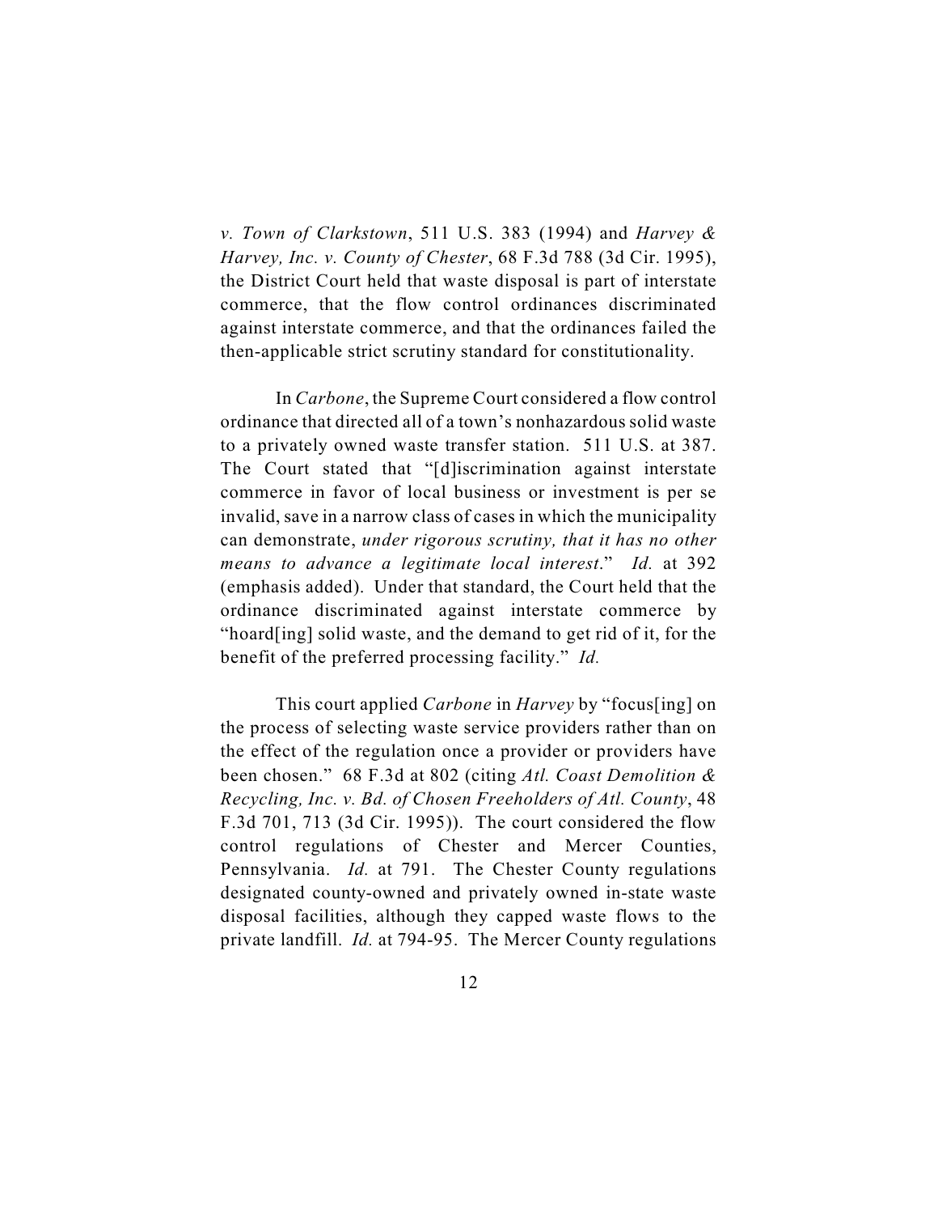*v. Town of Clarkstown*, 511 U.S. 383 (1994) and *Harvey & Harvey, Inc. v. County of Chester*, 68 F.3d 788 (3d Cir. 1995), the District Court held that waste disposal is part of interstate commerce, that the flow control ordinances discriminated against interstate commerce, and that the ordinances failed the then-applicable strict scrutiny standard for constitutionality.

In *Carbone*, the Supreme Court considered a flow control ordinance that directed all of a town's nonhazardous solid waste to a privately owned waste transfer station. 511 U.S. at 387. The Court stated that "[d]iscrimination against interstate commerce in favor of local business or investment is per se invalid, save in a narrow class of cases in which the municipality can demonstrate, *under rigorous scrutiny, that it has no other means to advance a legitimate local interest*." *Id.* at 392 (emphasis added). Under that standard, the Court held that the ordinance discriminated against interstate commerce by "hoard[ing] solid waste, and the demand to get rid of it, for the benefit of the preferred processing facility." *Id.*

This court applied *Carbone* in *Harvey* by "focus[ing] on the process of selecting waste service providers rather than on the effect of the regulation once a provider or providers have been chosen." 68 F.3d at 802 (citing *Atl. Coast Demolition & Recycling, Inc. v. Bd. of Chosen Freeholders of Atl. County*, 48 F.3d 701, 713 (3d Cir. 1995)). The court considered the flow control regulations of Chester and Mercer Counties, Pennsylvania. *Id.* at 791. The Chester County regulations designated county-owned and privately owned in-state waste disposal facilities, although they capped waste flows to the private landfill. *Id.* at 794-95. The Mercer County regulations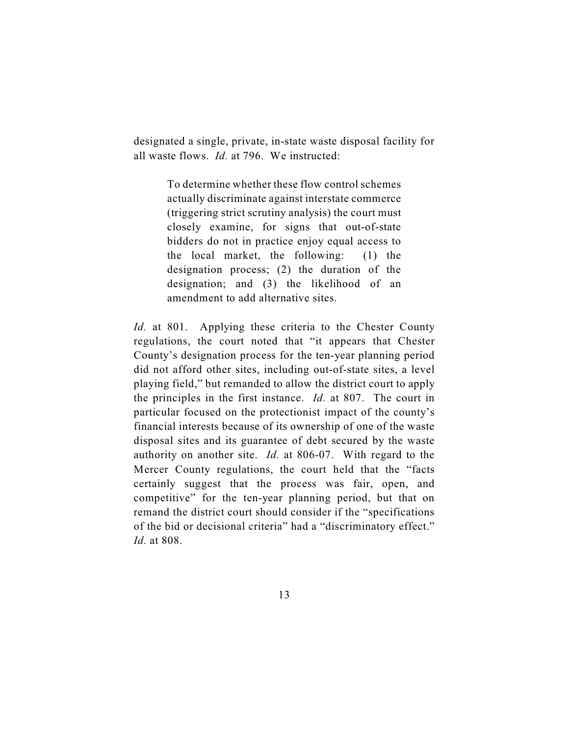designated a single, private, in-state waste disposal facility for all waste flows. *Id.* at 796. We instructed:

> To determine whether these flow control schemes actually discriminate against interstate commerce (triggering strict scrutiny analysis) the court must closely examine, for signs that out-of-state bidders do not in practice enjoy equal access to the local market, the following: (1) the designation process; (2) the duration of the designation; and (3) the likelihood of an amendment to add alternative sites.

*Id.* at 801. Applying these criteria to the Chester County regulations, the court noted that "it appears that Chester County's designation process for the ten-year planning period did not afford other sites, including out-of-state sites, a level playing field," but remanded to allow the district court to apply the principles in the first instance. *Id.* at 807. The court in particular focused on the protectionist impact of the county's financial interests because of its ownership of one of the waste disposal sites and its guarantee of debt secured by the waste authority on another site. *Id.* at 806-07. With regard to the Mercer County regulations, the court held that the "facts certainly suggest that the process was fair, open, and competitive" for the ten-year planning period, but that on remand the district court should consider if the "specifications of the bid or decisional criteria" had a "discriminatory effect." *Id.* at 808.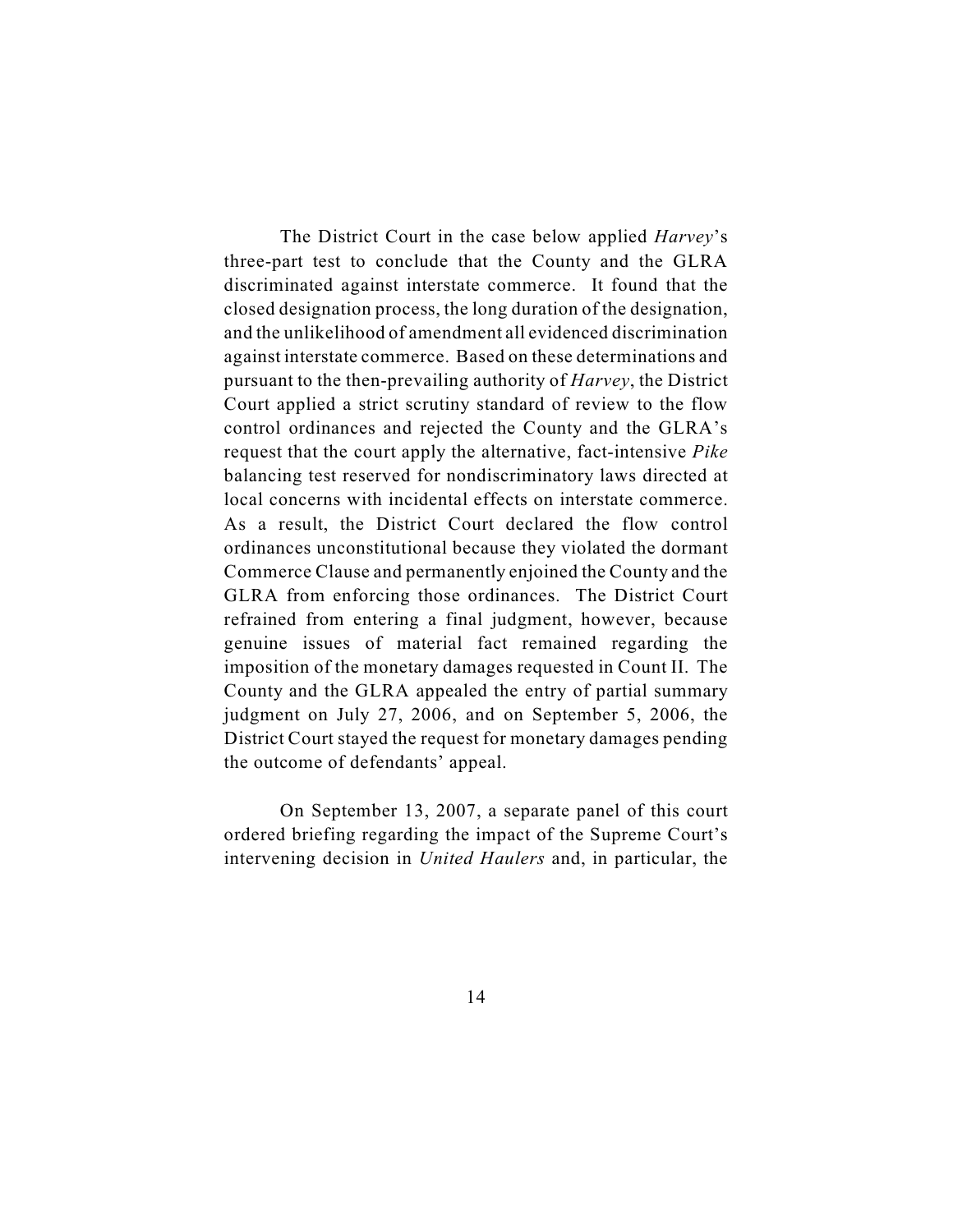The District Court in the case below applied *Harvey*'s three-part test to conclude that the County and the GLRA discriminated against interstate commerce. It found that the closed designation process, the long duration of the designation, and the unlikelihood of amendment all evidenced discrimination against interstate commerce. Based on these determinations and pursuant to the then-prevailing authority of *Harvey*, the District Court applied a strict scrutiny standard of review to the flow control ordinances and rejected the County and the GLRA's request that the court apply the alternative, fact-intensive *Pike* balancing test reserved for nondiscriminatory laws directed at local concerns with incidental effects on interstate commerce. As a result, the District Court declared the flow control ordinances unconstitutional because they violated the dormant Commerce Clause and permanently enjoined the County and the GLRA from enforcing those ordinances. The District Court refrained from entering a final judgment, however, because genuine issues of material fact remained regarding the imposition of the monetary damages requested in Count II. The County and the GLRA appealed the entry of partial summary judgment on July 27, 2006, and on September 5, 2006, the District Court stayed the request for monetary damages pending the outcome of defendants' appeal.

On September 13, 2007, a separate panel of this court ordered briefing regarding the impact of the Supreme Court's intervening decision in *United Haulers* and, in particular, the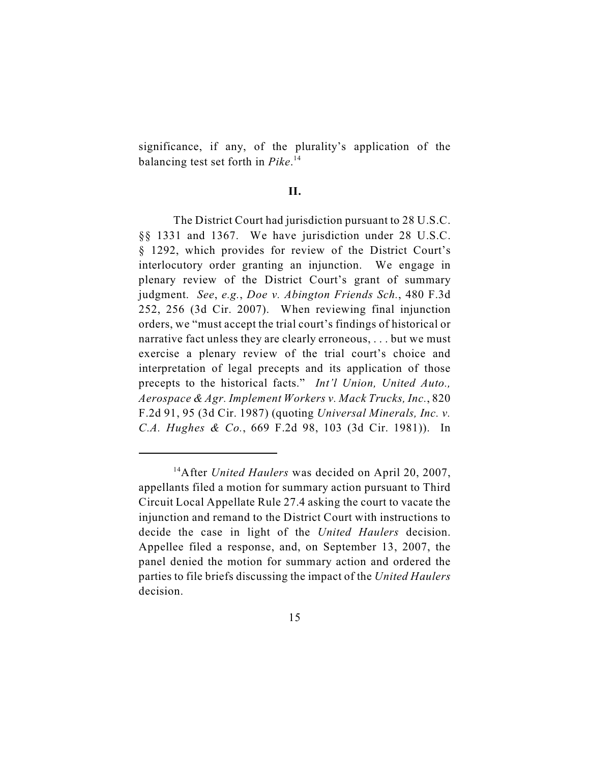significance, if any, of the plurality's application of the balancing test set forth in *Pike*.[14]

## II.

The District Court had jurisdiction pursuant to 28 U.S.C. §§ 1331 and 1367. We have jurisdiction under 28 U.S.C. § 1292, which provides for review of the District Court's interlocutory order granting an injunction. We engage in plenary review of the District Court's grant of summary judgment. *See*, *e.g.*, *Doe v. Abington Friends Sch.*, 480 F.3d 252, 256 (3d Cir. 2007). When reviewing final injunction orders, we "must accept the trial court's findings of historical or narrative fact unless they are clearly erroneous, . . . but we must exercise a plenary review of the trial court's choice and interpretation of legal precepts and its application of those precepts to the historical facts." *Int'l Union, United Auto., Aerospace & Agr. Implement Workers v. Mack Trucks, Inc.*, 820 F.2d 91, 95 (3d Cir. 1987) (quoting *Universal Minerals, Inc. v. C.A. Hughes & Co.*, 669 F.2d 98, 103 (3d Cir. 1981)). In

---

[14]After *United Haulers* was decided on April 20, 2007, appellants filed a motion for summary action pursuant to Third Circuit Local Appellate Rule 27.4 asking the court to vacate the injunction and remand to the District Court with instructions to decide the case in light of the *United Haulers* decision. Appellee filed a response, and, on September 13, 2007, the panel denied the motion for summary action and ordered the parties to file briefs discussing the impact of the *United Haulers* decision.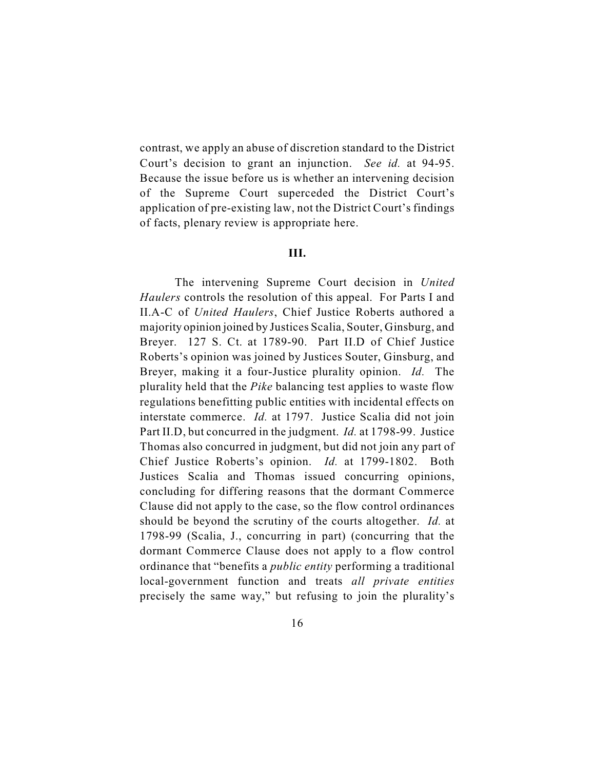contrast, we apply an abuse of discretion standard to the District Court's decision to grant an injunction. *See id.* at 94-95. Because the issue before us is whether an intervening decision of the Supreme Court superceded the District Court's application of pre-existing law, not the District Court's findings of facts, plenary review is appropriate here.

**III.**

The intervening Supreme Court decision in *United Haulers* controls the resolution of this appeal. For Parts I and II.A-C of *United Haulers*, Chief Justice Roberts authored a majority opinion joined by Justices Scalia, Souter, Ginsburg, and Breyer. 127 S. Ct. at 1789-90. Part II.D of Chief Justice Roberts's opinion was joined by Justices Souter, Ginsburg, and Breyer, making it a four-Justice plurality opinion. *Id.* The plurality held that the *Pike* balancing test applies to waste flow regulations benefitting public entities with incidental effects on interstate commerce. *Id.* at 1797. Justice Scalia did not join Part II.D, but concurred in the judgment. *Id.* at 1798-99. Justice Thomas also concurred in judgment, but did not join any part of Chief Justice Roberts's opinion. *Id.* at 1799-1802. Both Justices Scalia and Thomas issued concurring opinions, concluding for differing reasons that the dormant Commerce Clause did not apply to the case, so the flow control ordinances should be beyond the scrutiny of the courts altogether. *Id.* at 1798-99 (Scalia, J., concurring in part) (concurring that the dormant Commerce Clause does not apply to a flow control ordinance that "benefits a *public entity* performing a traditional local-government function and treats *all private entities* precisely the same way," but refusing to join the plurality's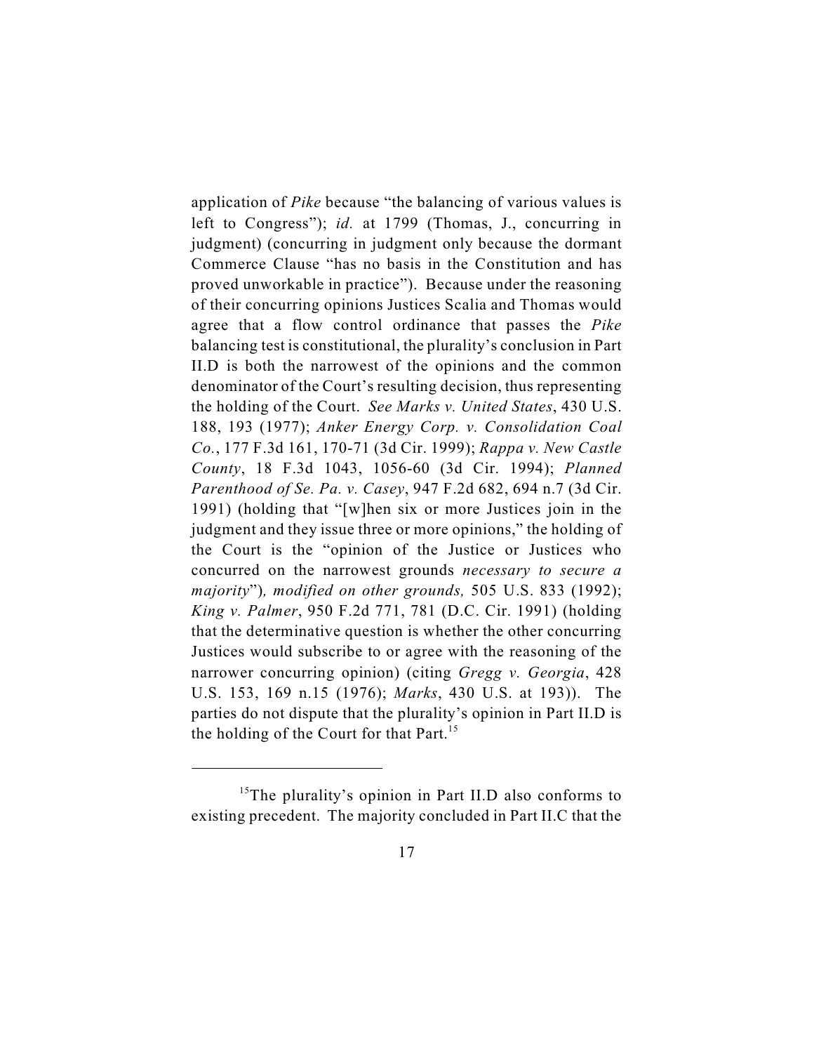application of *Pike* because "the balancing of various values is left to Congress"); *id.* at 1799 (Thomas, J., concurring in judgment) (concurring in judgment only because the dormant Commerce Clause "has no basis in the Constitution and has proved unworkable in practice"). Because under the reasoning of their concurring opinions Justices Scalia and Thomas would agree that a flow control ordinance that passes the *Pike* balancing test is constitutional, the plurality's conclusion in Part II.D is both the narrowest of the opinions and the common denominator of the Court's resulting decision, thus representing the holding of the Court. *See Marks v. United States*, 430 U.S. 188, 193 (1977); *Anker Energy Corp. v. Consolidation Coal Co.*, 177 F.3d 161, 170-71 (3d Cir. 1999); *Rappa v. New Castle County*, 18 F.3d 1043, 1056-60 (3d Cir. 1994); *Planned Parenthood of Se. Pa. v. Casey*, 947 F.2d 682, 694 n.7 (3d Cir. 1991) (holding that "[w]hen six or more Justices join in the judgment and they issue three or more opinions," the holding of the Court is the "opinion of the Justice or Justices who concurred on the narrowest grounds *necessary to secure a majority*")*, modified on other grounds,* 505 U.S. 833 (1992); *King v. Palmer*, 950 F.2d 771, 781 (D.C. Cir. 1991) (holding that the determinative question is whether the other concurring Justices would subscribe to or agree with the reasoning of the narrower concurring opinion) (citing *Gregg v. Georgia*, 428 U.S. 153, 169 n.15 (1976); *Marks*, 430 U.S. at 193)). The parties do not dispute that the plurality's opinion in Part II.D is the holding of the Court for that Part.[15]

---

[15]The plurality's opinion in Part II.D also conforms to existing precedent. The majority concluded in Part II.C that the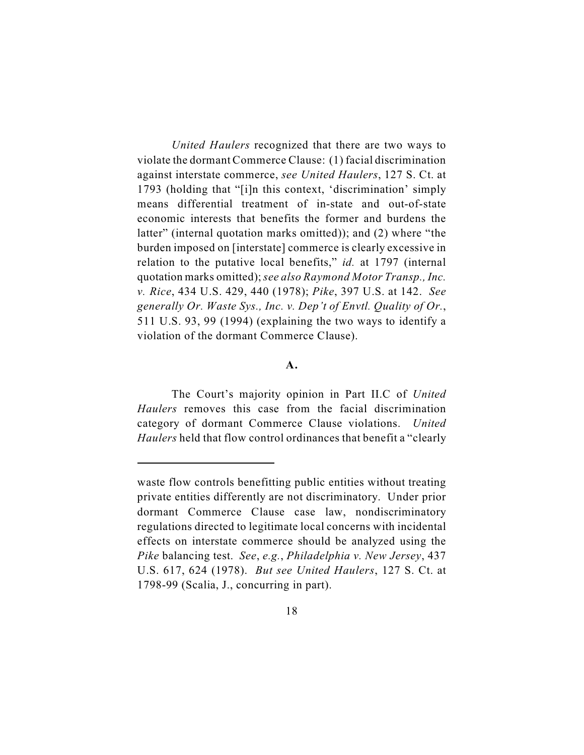*United Haulers* recognized that there are two ways to violate the dormant Commerce Clause: (1) facial discrimination against interstate commerce, *see United Haulers*, 127 S. Ct. at 1793 (holding that "[i]n this context, 'discrimination' simply means differential treatment of in-state and out-of-state economic interests that benefits the former and burdens the latter" (internal quotation marks omitted)); and (2) where "the burden imposed on [interstate] commerce is clearly excessive in relation to the putative local benefits," *id.* at 1797 (internal quotation marks omitted); *see also Raymond Motor Transp., Inc. v. Rice*, 434 U.S. 429, 440 (1978); *Pike*, 397 U.S. at 142. *See generally Or. Waste Sys., Inc. v. Dep't of Envtl. Quality of Or.*, 511 U.S. 93, 99 (1994) (explaining the two ways to identify a violation of the dormant Commerce Clause).

**A.**

The Court's majority opinion in Part II.C of *United Haulers* removes this case from the facial discrimination category of dormant Commerce Clause violations. *United Haulers* held that flow control ordinances that benefit a "clearly

---

waste flow controls benefitting public entities without treating private entities differently are not discriminatory. Under prior dormant Commerce Clause case law, nondiscriminatory regulations directed to legitimate local concerns with incidental effects on interstate commerce should be analyzed using the *Pike* balancing test. *See*, *e.g.*, *Philadelphia v. New Jersey*, 437 U.S. 617, 624 (1978). *But see United Haulers*, 127 S. Ct. at 1798-99 (Scalia, J., concurring in part).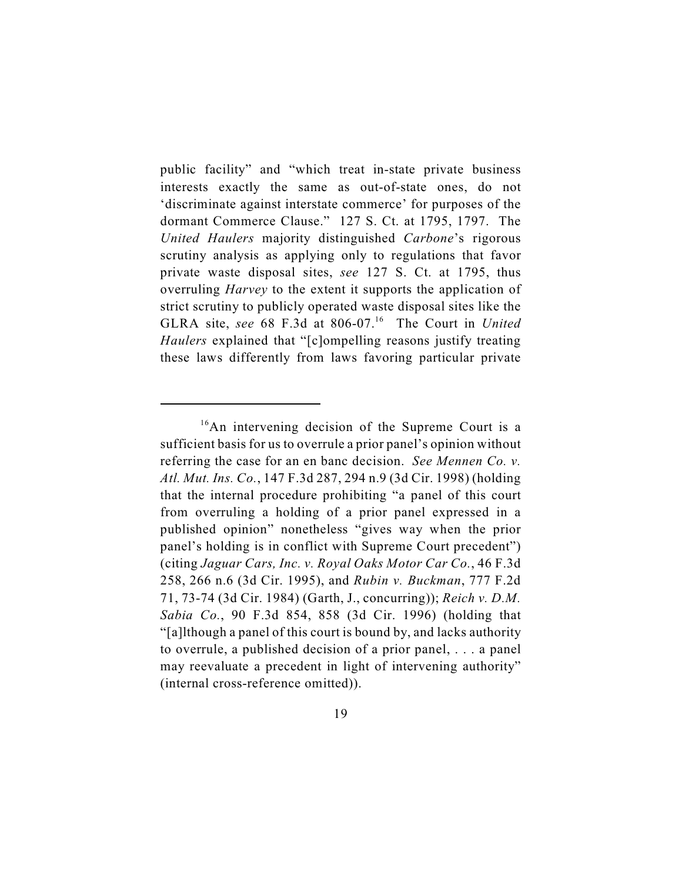public facility" and "which treat in-state private business interests exactly the same as out-of-state ones, do not 'discriminate against interstate commerce' for purposes of the dormant Commerce Clause." 127 S. Ct. at 1795, 1797. The *United Haulers* majority distinguished *Carbone*'s rigorous scrutiny analysis as applying only to regulations that favor private waste disposal sites, *see* 127 S. Ct. at 1795, thus overruling *Harvey* to the extent it supports the application of strict scrutiny to publicly operated waste disposal sites like the GLRA site, *see* 68 F.3d at 806-07.[16] The Court in *United Haulers* explained that "[c]ompelling reasons justify treating these laws differently from laws favoring particular private

---

[16] An intervening decision of the Supreme Court is a sufficient basis for us to overrule a prior panel's opinion without referring the case for an en banc decision. *See Mennen Co. v. Atl. Mut. Ins. Co.*, 147 F.3d 287, 294 n.9 (3d Cir. 1998) (holding that the internal procedure prohibiting "a panel of this court from overruling a holding of a prior panel expressed in a published opinion" nonetheless "gives way when the prior panel's holding is in conflict with Supreme Court precedent") (citing *Jaguar Cars, Inc. v. Royal Oaks Motor Car Co.*, 46 F.3d 258, 266 n.6 (3d Cir. 1995), and *Rubin v. Buckman*, 777 F.2d 71, 73-74 (3d Cir. 1984) (Garth, J., concurring)); *Reich v. D.M. Sabia Co.*, 90 F.3d 854, 858 (3d Cir. 1996) (holding that "[a]lthough a panel of this court is bound by, and lacks authority to overrule, a published decision of a prior panel, . . . a panel may reevaluate a precedent in light of intervening authority" (internal cross-reference omitted)).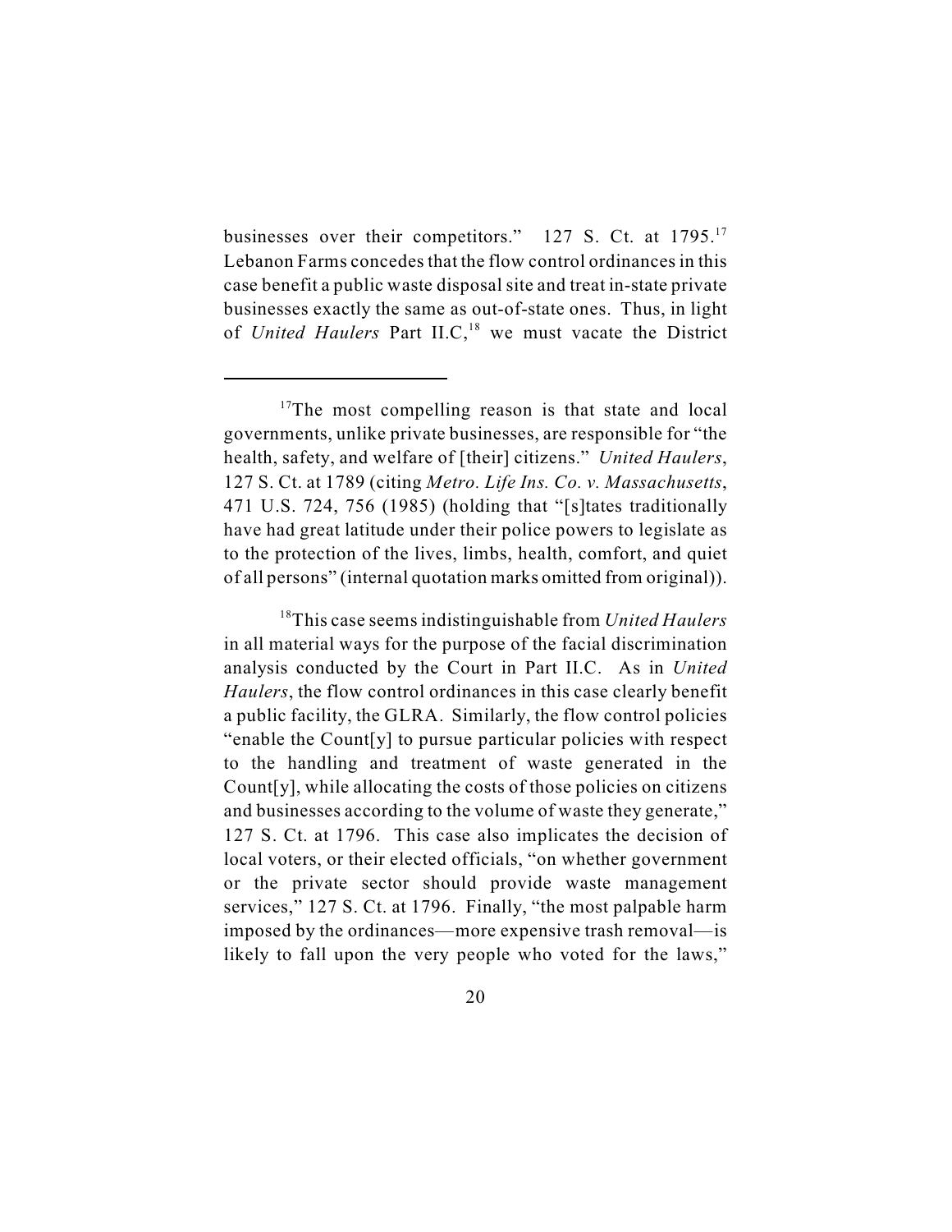businesses over their competitors." 127 S. Ct. at 1795.[17] Lebanon Farms concedes that the flow control ordinances in this case benefit a public waste disposal site and treat in-state private businesses exactly the same as out-of-state ones. Thus, in light of *United Haulers* Part II.C,[18] we must vacate the District

---

[17]The most compelling reason is that state and local governments, unlike private businesses, are responsible for "the health, safety, and welfare of [their] citizens." *United Haulers*, 127 S. Ct. at 1789 (citing *Metro. Life Ins. Co. v. Massachusetts*, 471 U.S. 724, 756 (1985) (holding that "[s]tates traditionally have had great latitude under their police powers to legislate as to the protection of the lives, limbs, health, comfort, and quiet of all persons" (internal quotation marks omitted from original)).

[18]This case seems indistinguishable from *United Haulers* in all material ways for the purpose of the facial discrimination analysis conducted by the Court in Part II.C. As in *United Haulers*, the flow control ordinances in this case clearly benefit a public facility, the GLRA. Similarly, the flow control policies "enable the Count[y] to pursue particular policies with respect to the handling and treatment of waste generated in the Count[y], while allocating the costs of those policies on citizens and businesses according to the volume of waste they generate," 127 S. Ct. at 1796. This case also implicates the decision of local voters, or their elected officials, "on whether government or the private sector should provide waste management services," 127 S. Ct. at 1796. Finally, "the most palpable harm imposed by the ordinances—more expensive trash removal—is likely to fall upon the very people who voted for the laws,"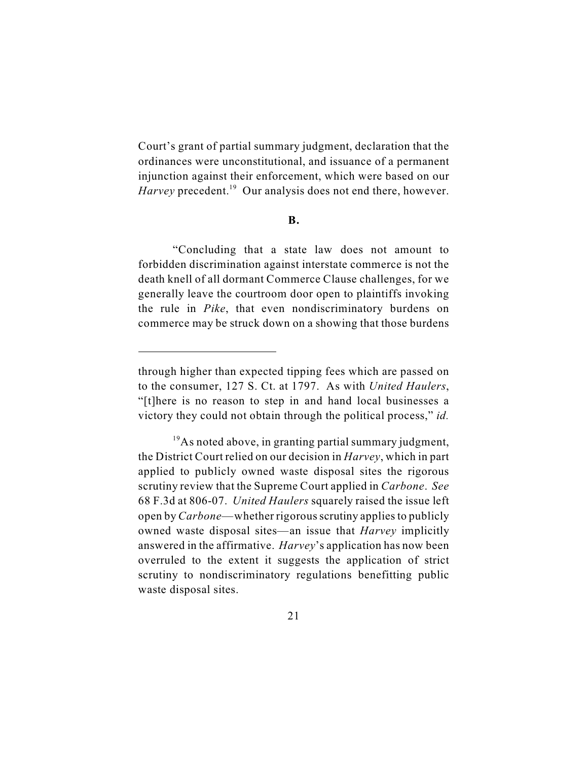Court's grant of partial summary judgment, declaration that the ordinances were unconstitutional, and issuance of a permanent injunction against their enforcement, which were based on our *Harvey* precedent.[19] Our analysis does not end there, however.

**B.**

"Concluding that a state law does not amount to forbidden discrimination against interstate commerce is not the death knell of all dormant Commerce Clause challenges, for we generally leave the courtroom door open to plaintiffs invoking the rule in *Pike*, that even nondiscriminatory burdens on commerce may be struck down on a showing that those burdens

---

through higher than expected tipping fees which are passed on to the consumer, 127 S. Ct. at 1797. As with *United Haulers*, "[t]here is no reason to step in and hand local businesses a victory they could not obtain through the political process," *id.*

[19] As noted above, in granting partial summary judgment, the District Court relied on our decision in *Harvey*, which in part applied to publicly owned waste disposal sites the rigorous scrutiny review that the Supreme Court applied in *Carbone*. *See* 68 F.3d at 806-07. *United Haulers* squarely raised the issue left open by *Carbone*—whether rigorous scrutiny applies to publicly owned waste disposal sites—an issue that *Harvey* implicitly answered in the affirmative. *Harvey*'s application has now been overruled to the extent it suggests the application of strict scrutiny to nondiscriminatory regulations benefitting public waste disposal sites.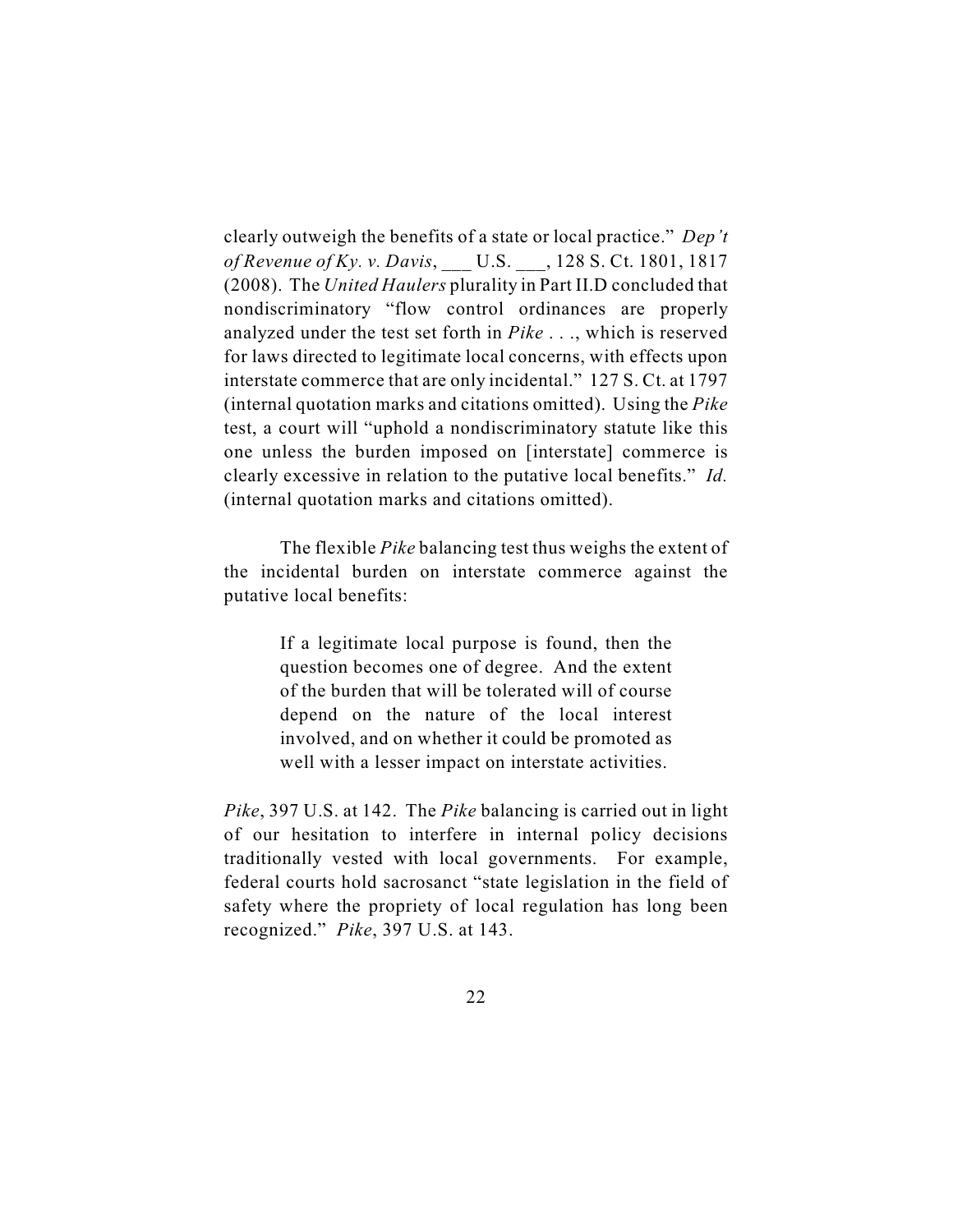clearly outweigh the benefits of a state or local practice." *Dep't of Revenue of Ky. v. Davis*, ___ U.S. ___, 128 S. Ct. 1801, 1817 (2008). The *United Haulers* plurality in Part II.D concluded that nondiscriminatory "flow control ordinances are properly analyzed under the test set forth in *Pike* . . ., which is reserved for laws directed to legitimate local concerns, with effects upon interstate commerce that are only incidental." 127 S. Ct. at 1797 (internal quotation marks and citations omitted). Using the *Pike* test, a court will "uphold a nondiscriminatory statute like this one unless the burden imposed on [interstate] commerce is clearly excessive in relation to the putative local benefits." *Id.* (internal quotation marks and citations omitted).

The flexible *Pike* balancing test thus weighs the extent of the incidental burden on interstate commerce against the putative local benefits:

> If a legitimate local purpose is found, then the question becomes one of degree. And the extent of the burden that will be tolerated will of course depend on the nature of the local interest involved, and on whether it could be promoted as well with a lesser impact on interstate activities.

*Pike*, 397 U.S. at 142. The *Pike* balancing is carried out in light of our hesitation to interfere in internal policy decisions traditionally vested with local governments. For example, federal courts hold sacrosanct "state legislation in the field of safety where the propriety of local regulation has long been recognized." *Pike*, 397 U.S. at 143.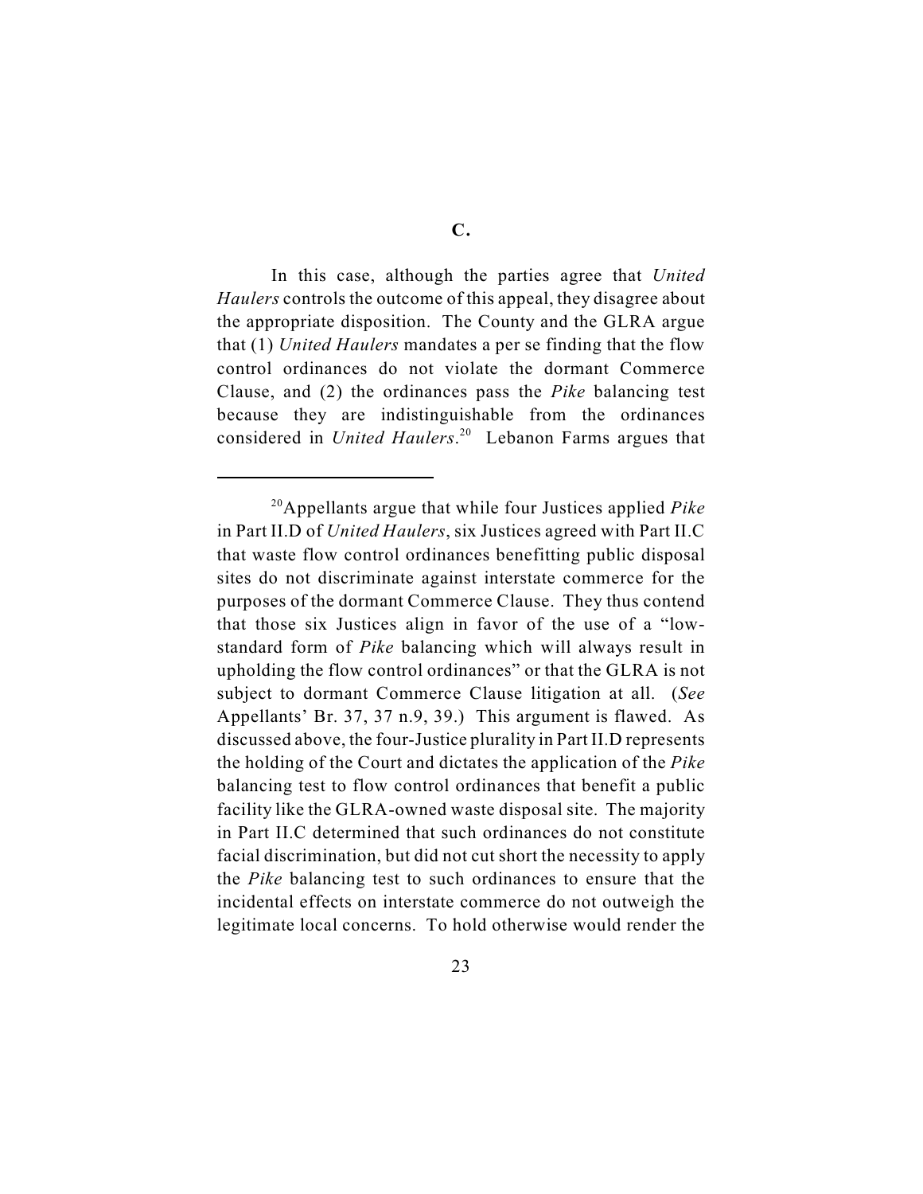### C.

In this case, although the parties agree that *United Haulers* controls the outcome of this appeal, they disagree about the appropriate disposition. The County and the GLRA argue that (1) *United Haulers* mandates a per se finding that the flow control ordinances do not violate the dormant Commerce Clause, and (2) the ordinances pass the *Pike* balancing test because they are indistinguishable from the ordinances considered in *United Haulers*.[20] Lebanon Farms argues that

---

[20] Appellants argue that while four Justices applied *Pike* in Part II.D of *United Haulers*, six Justices agreed with Part II.C that waste flow control ordinances benefitting public disposal sites do not discriminate against interstate commerce for the purposes of the dormant Commerce Clause. They thus contend that those six Justices align in favor of the use of a "low-standard form of *Pike* balancing which will always result in upholding the flow control ordinances" or that the GLRA is not subject to dormant Commerce Clause litigation at all. (*See* Appellants' Br. 37, 37 n.9, 39.) This argument is flawed. As discussed above, the four-Justice plurality in Part II.D represents the holding of the Court and dictates the application of the *Pike* balancing test to flow control ordinances that benefit a public facility like the GLRA-owned waste disposal site. The majority in Part II.C determined that such ordinances do not constitute facial discrimination, but did not cut short the necessity to apply the *Pike* balancing test to such ordinances to ensure that the incidental effects on interstate commerce do not outweigh the legitimate local concerns. To hold otherwise would render the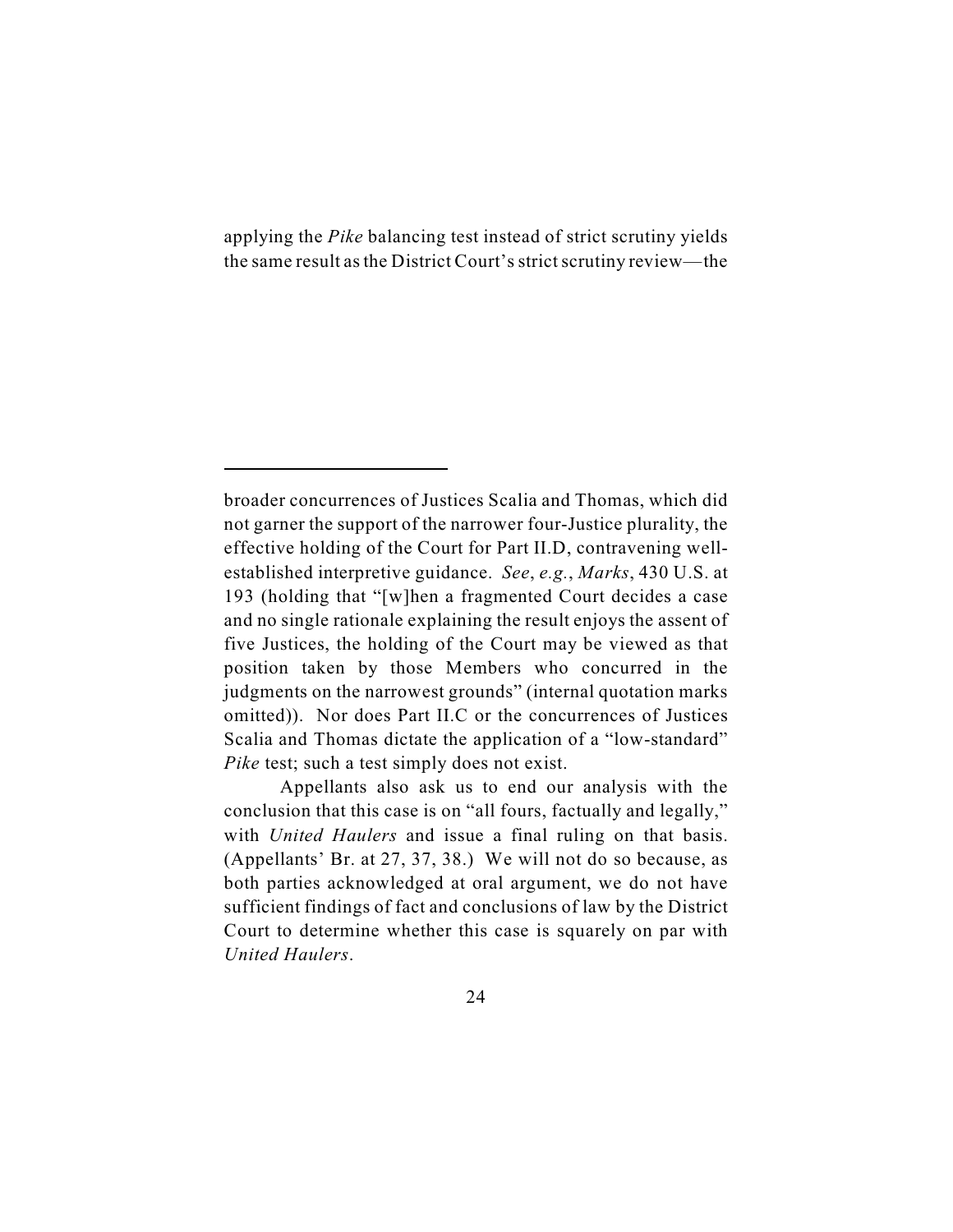applying the *Pike* balancing test instead of strict scrutiny yields the same result as the District Court's strict scrutiny review—the

---

broader concurrences of Justices Scalia and Thomas, which did not garner the support of the narrower four-Justice plurality, the effective holding of the Court for Part II.D, contravening well-established interpretive guidance. *See*, *e.g.*, *Marks*, 430 U.S. at 193 (holding that "[w]hen a fragmented Court decides a case and no single rationale explaining the result enjoys the assent of five Justices, the holding of the Court may be viewed as that position taken by those Members who concurred in the judgments on the narrowest grounds" (internal quotation marks omitted)). Nor does Part II.C or the concurrences of Justices Scalia and Thomas dictate the application of a "low-standard" *Pike* test; such a test simply does not exist.

Appellants also ask us to end our analysis with the conclusion that this case is on "all fours, factually and legally," with *United Haulers* and issue a final ruling on that basis. (Appellants' Br. at 27, 37, 38.) We will not do so because, as both parties acknowledged at oral argument, we do not have sufficient findings of fact and conclusions of law by the District Court to determine whether this case is squarely on par with *United Haulers*.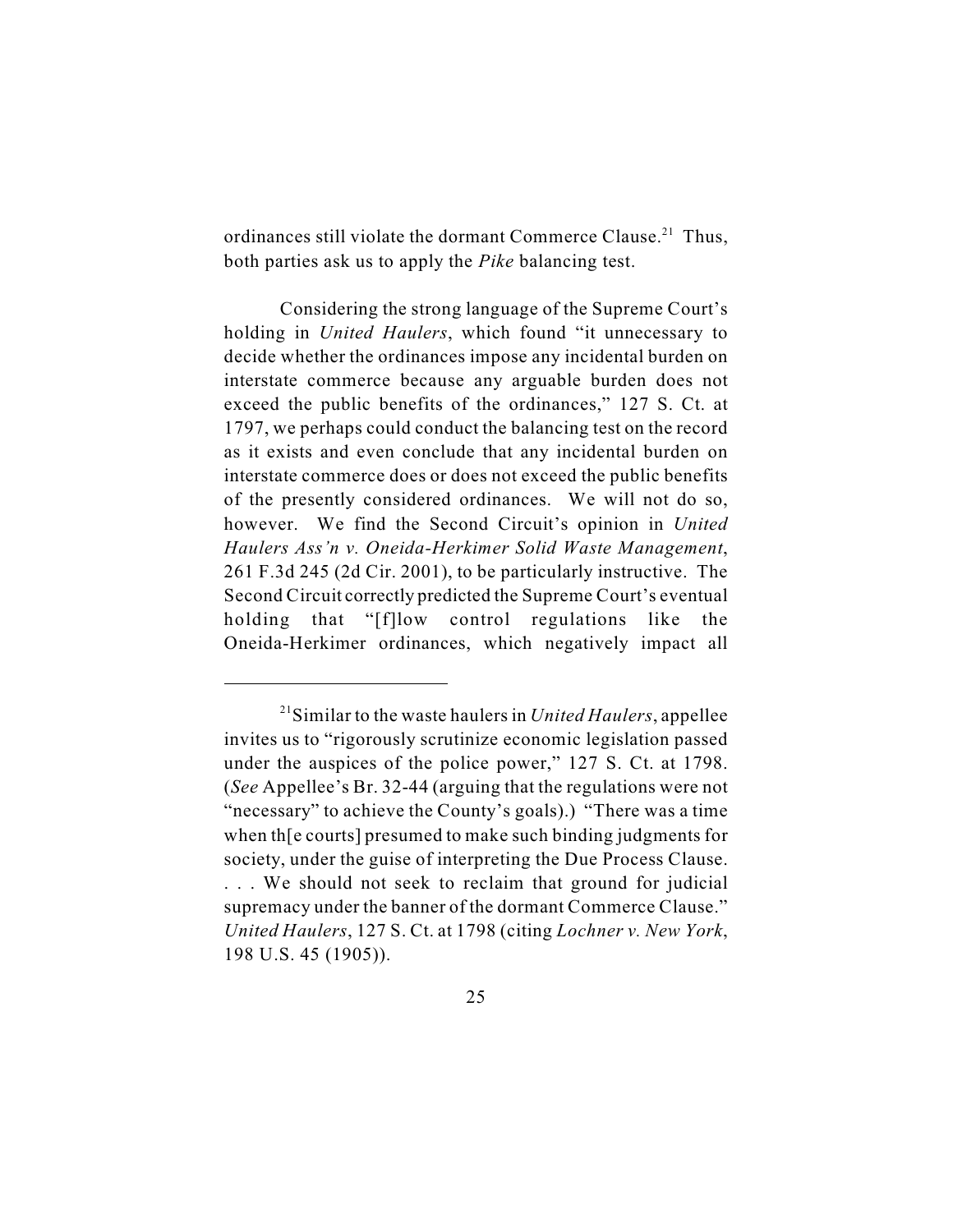ordinances still violate the dormant Commerce Clause.[21] Thus, both parties ask us to apply the *Pike* balancing test.

Considering the strong language of the Supreme Court's holding in *United Haulers*, which found "it unnecessary to decide whether the ordinances impose any incidental burden on interstate commerce because any arguable burden does not exceed the public benefits of the ordinances," 127 S. Ct. at 1797, we perhaps could conduct the balancing test on the record as it exists and even conclude that any incidental burden on interstate commerce does or does not exceed the public benefits of the presently considered ordinances. We will not do so, however. We find the Second Circuit's opinion in *United Haulers Ass'n v. Oneida-Herkimer Solid Waste Management*, 261 F.3d 245 (2d Cir. 2001), to be particularly instructive. The Second Circuit correctly predicted the Supreme Court's eventual holding that "[f]low control regulations like the Oneida-Herkimer ordinances, which negatively impact all

---

[21] Similar to the waste haulers in *United Haulers*, appellee invites us to "rigorously scrutinize economic legislation passed under the auspices of the police power," 127 S. Ct. at 1798. (*See* Appellee's Br. 32-44 (arguing that the regulations were not "necessary" to achieve the County's goals).) "There was a time when th[e courts] presumed to make such binding judgments for society, under the guise of interpreting the Due Process Clause. . . . We should not seek to reclaim that ground for judicial supremacy under the banner of the dormant Commerce Clause." *United Haulers*, 127 S. Ct. at 1798 (citing *Lochner v. New York*, 198 U.S. 45 (1905)).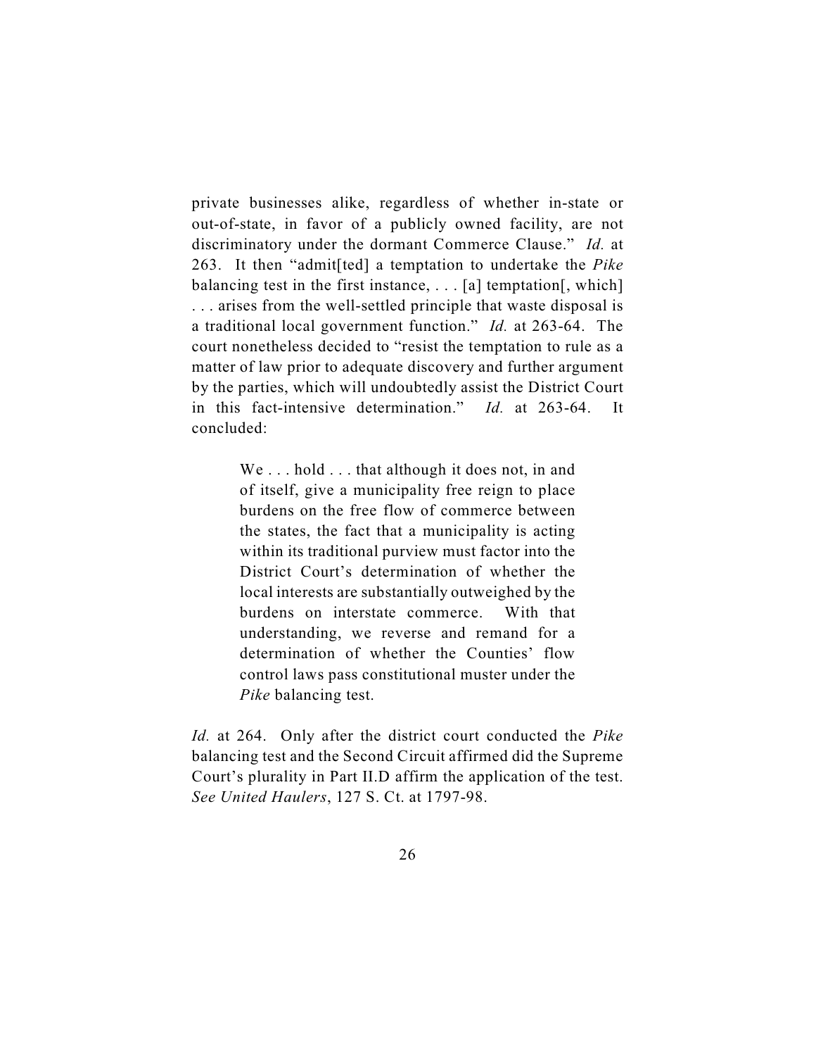private businesses alike, regardless of whether in-state or out-of-state, in favor of a publicly owned facility, are not discriminatory under the dormant Commerce Clause." *Id.* at 263. It then "admit[ted] a temptation to undertake the *Pike* balancing test in the first instance, . . . [a] temptation[, which] . . . arises from the well-settled principle that waste disposal is a traditional local government function." *Id.* at 263-64. The court nonetheless decided to "resist the temptation to rule as a matter of law prior to adequate discovery and further argument by the parties, which will undoubtedly assist the District Court in this fact-intensive determination." *Id.* at 263-64. It concluded:

> We . . . hold . . . that although it does not, in and of itself, give a municipality free reign to place burdens on the free flow of commerce between the states, the fact that a municipality is acting within its traditional purview must factor into the District Court's determination of whether the local interests are substantially outweighed by the burdens on interstate commerce. With that understanding, we reverse and remand for a determination of whether the Counties' flow control laws pass constitutional muster under the *Pike* balancing test.

*Id.* at 264. Only after the district court conducted the *Pike* balancing test and the Second Circuit affirmed did the Supreme Court's plurality in Part II.D affirm the application of the test. *See United Haulers*, 127 S. Ct. at 1797-98.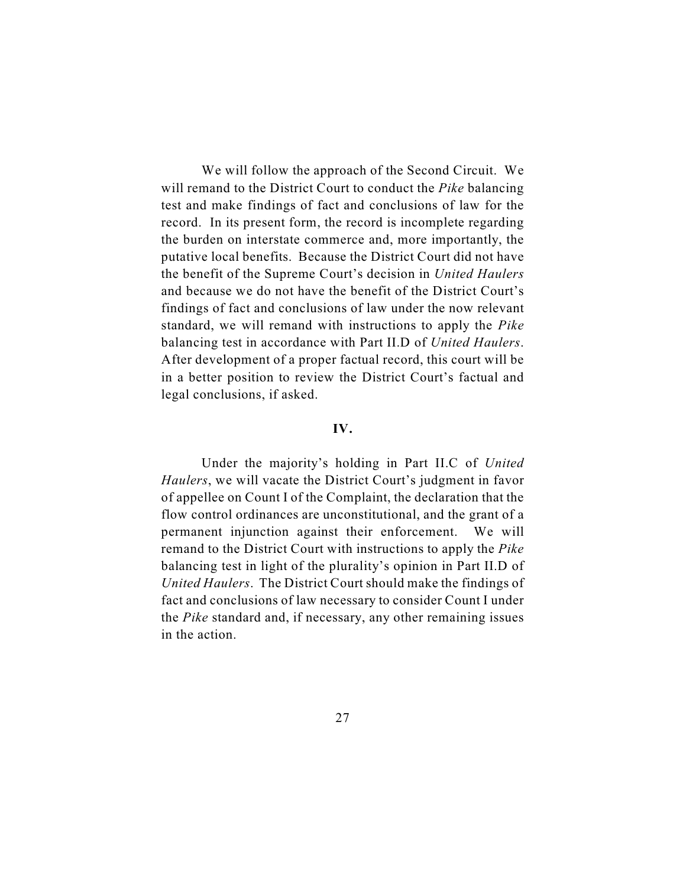We will follow the approach of the Second Circuit. We will remand to the District Court to conduct the *Pike* balancing test and make findings of fact and conclusions of law for the record. In its present form, the record is incomplete regarding the burden on interstate commerce and, more importantly, the putative local benefits. Because the District Court did not have the benefit of the Supreme Court's decision in *United Haulers* and because we do not have the benefit of the District Court's findings of fact and conclusions of law under the now relevant standard, we will remand with instructions to apply the *Pike* balancing test in accordance with Part II.D of *United Haulers*. After development of a proper factual record, this court will be in a better position to review the District Court's factual and legal conclusions, if asked.

## IV.

Under the majority's holding in Part II.C of *United Haulers*, we will vacate the District Court's judgment in favor of appellee on Count I of the Complaint, the declaration that the flow control ordinances are unconstitutional, and the grant of a permanent injunction against their enforcement. We will remand to the District Court with instructions to apply the *Pike* balancing test in light of the plurality's opinion in Part II.D of *United Haulers*. The District Court should make the findings of fact and conclusions of law necessary to consider Count I under the *Pike* standard and, if necessary, any other remaining issues in the action.